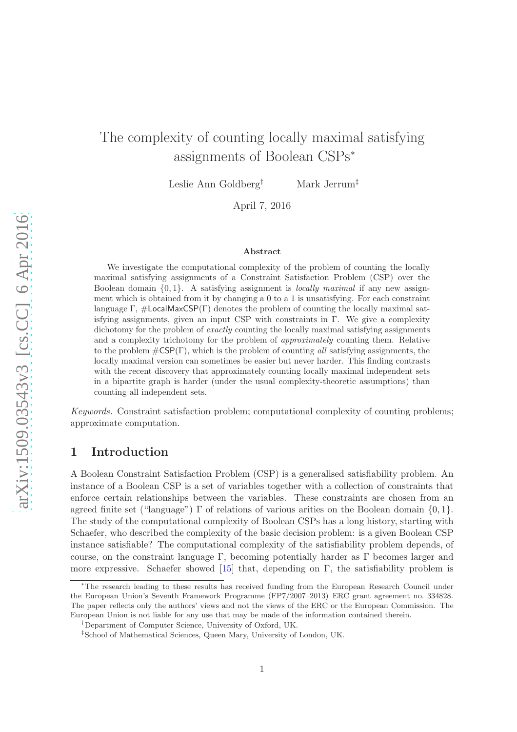# The complexity of counting locally maximal satisfying assignments of Boolean CSPs*

Leslie Ann Goldberg† Mark Jerrum‡

April 7, 2016

## Abstract

We investigate the computational complexity of the problem of counting the locally maximal satisfying assignments of a Constraint Satisfaction Problem (CSP) over the Boolean domain $\{0, 1\}$. A satisfying assignment is *locally maximal* if any new assignment which is obtained from it by changing a 0 to a 1 is unsatisfying. For each constraint language $\Gamma$, $\#\mathsf{LocalMaxCSP}(\Gamma)$ denotes the problem of counting the locally maximal satisfying assignments, given an input CSP with constraints in $\Gamma$. We give a complexity dichotomy for the problem of *exactly* counting the locally maximal satisfying assignments and a complexity trichotomy for the problem of *approximately* counting them. Relative to the problem $\#\mathsf{CSP}(\Gamma)$, which is the problem of counting *all* satisfying assignments, the locally maximal version can sometimes be easier but never harder. This finding contrasts with the recent discovery that approximately counting locally maximal independent sets in a bipartite graph is harder (under the usual complexity-theoretic assumptions) than counting all independent sets.

*Keywords.* Constraint satisfaction problem; computational complexity of counting problems; approximate computation.

## 1 Introduction

A Boolean Constraint Satisfaction Problem (CSP) is a generalised satisfiability problem. An instance of a Boolean CSP is a set of variables together with a collection of constraints that enforce certain relationships between the variables. These constraints are chosen from an agreed finite set ("language") $\Gamma$ of relations of various arities on the Boolean domain $\{0, 1\}$. The study of the computational complexity of Boolean CSPs has a long history, starting with Schaefer, who described the complexity of the basic decision problem: is a given Boolean CSP instance satisfiable? The computational complexity of the satisfiability problem depends, of course, on the constraint language $\Gamma$, becoming potentially harder as $\Gamma$ becomes larger and more expressive. Schaefer showed [15] that, depending on $\Gamma$, the satisfiability problem is

---

*The research leading to these results has received funding from the European Research Council under the European Union's Seventh Framework Programme (FP7/2007–2013) ERC grant agreement no. 334828. The paper reflects only the authors' views and not the views of the ERC or the European Commission. The European Union is not liable for any use that may be made of the information contained therein.

†Department of Computer Science, University of Oxford, UK.

‡School of Mathematical Sciences, Queen Mary, University of London, UK.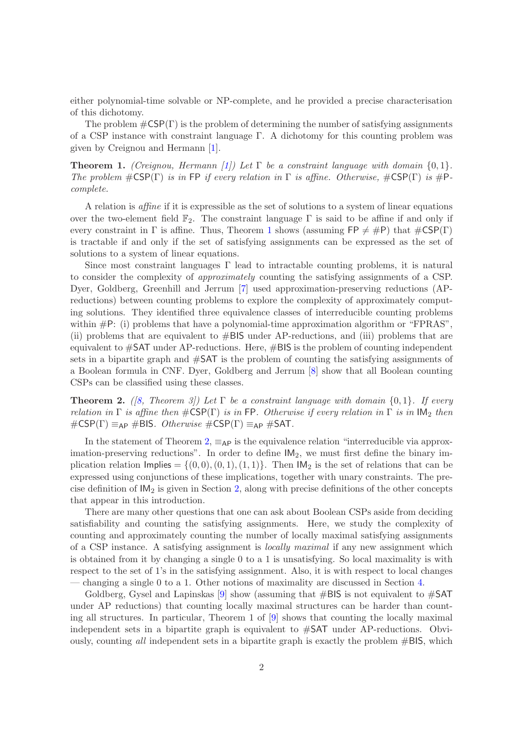either polynomial-time solvable or NP-complete, and he provided a precise characterisation of this dichotomy.

The problem $\#\mathsf{CSP}(\Gamma)$ is the problem of determining the number of satisfying assignments of a CSP instance with constraint language $\Gamma$. A dichotomy for this counting problem was given by Creignou and Hermann [1].

**Theorem 1.** *(Creignou, Hermann [1]) Let $\Gamma$ be a constraint language with domain $\{0,1\}$. The problem $\#\mathsf{CSP}(\Gamma)$ is in $\mathsf{FP}$ if every relation in $\Gamma$ is affine. Otherwise, $\#\mathsf{CSP}(\Gamma)$ is $\#\mathsf{P}$-complete.*

A relation is *affine* if it is expressible as the set of solutions to a system of linear equations over the two-element field $\mathbb{F}_2$. The constraint language $\Gamma$ is said to be affine if and only if every constraint in $\Gamma$ is affine. Thus, Theorem 1 shows (assuming $\mathsf{FP} \neq \#\mathsf{P}$) that $\#\mathsf{CSP}(\Gamma)$ is tractable if and only if the set of satisfying assignments can be expressed as the set of solutions to a system of linear equations.

Since most constraint languages $\Gamma$ lead to intractable counting problems, it is natural to consider the complexity of *approximately* counting the satisfying assignments of a CSP. Dyer, Goldberg, Greenhill and Jerrum [7] used approximation-preserving reductions (AP-reductions) between counting problems to explore the complexity of approximately computing solutions. They identified three equivalence classes of interreducible counting problems within $\#\mathsf{P}$: (i) problems that have a polynomial-time approximation algorithm or "FPRAS", (ii) problems that are equivalent to $\#\mathsf{BIS}$ under AP-reductions, and (iii) problems that are equivalent to $\#\mathsf{SAT}$ under AP-reductions. Here, $\#\mathsf{BIS}$ is the problem of counting independent sets in a bipartite graph and $\#\mathsf{SAT}$ is the problem of counting the satisfying assignments of a Boolean formula in CNF. Dyer, Goldberg and Jerrum [8] show that all Boolean counting CSPs can be classified using these classes.

**Theorem 2.** *([8, Theorem 3]) Let $\Gamma$ be a constraint language with domain $\{0,1\}$. If every relation in $\Gamma$ is affine then $\#\mathsf{CSP}(\Gamma)$ is in $\mathsf{FP}$. Otherwise if every relation in $\Gamma$ is in $\mathsf{IM}_2$ then $\#\mathsf{CSP}(\Gamma) \equiv_{\mathsf{AP}} \#\mathsf{BIS}$. Otherwise $\#\mathsf{CSP}(\Gamma) \equiv_{\mathsf{AP}} \#\mathsf{SAT}$.*

In the statement of Theorem 2, $\equiv_{\mathsf{AP}}$ is the equivalence relation "interreducible via approximation-preserving reductions". In order to define $\mathsf{IM}_2$, we must first define the binary implication relation $\mathsf{Implies} = \{(0,0),(0,1),(1,1)\}$. Then $\mathsf{IM}_2$ is the set of relations that can be expressed using conjunctions of these implications, together with unary constraints. The precise definition of $\mathsf{IM}_2$ is given in Section 2, along with precise definitions of the other concepts that appear in this introduction.

There are many other questions that one can ask about Boolean CSPs aside from deciding satisfiability and counting the satisfying assignments. Here, we study the complexity of counting and approximately counting the number of locally maximal satisfying assignments of a CSP instance. A satisfying assignment is *locally maximal* if any new assignment which is obtained from it by changing a single 0 to a 1 is unsatisfying. So local maximality is with respect to the set of 1's in the satisfying assignment. Also, it is with respect to local changes — changing a single 0 to a 1. Other notions of maximality are discussed in Section 4.

Goldberg, Gysel and Lapinskas [9] show (assuming that $\#\mathsf{BIS}$ is not equivalent to $\#\mathsf{SAT}$ under AP reductions) that counting locally maximal structures can be harder than counting all structures. In particular, Theorem 1 of [9] shows that counting the locally maximal independent sets in a bipartite graph is equivalent to $\#\mathsf{SAT}$ under AP-reductions. Obviously, counting *all* independent sets in a bipartite graph is exactly the problem $\#\mathsf{BIS}$, which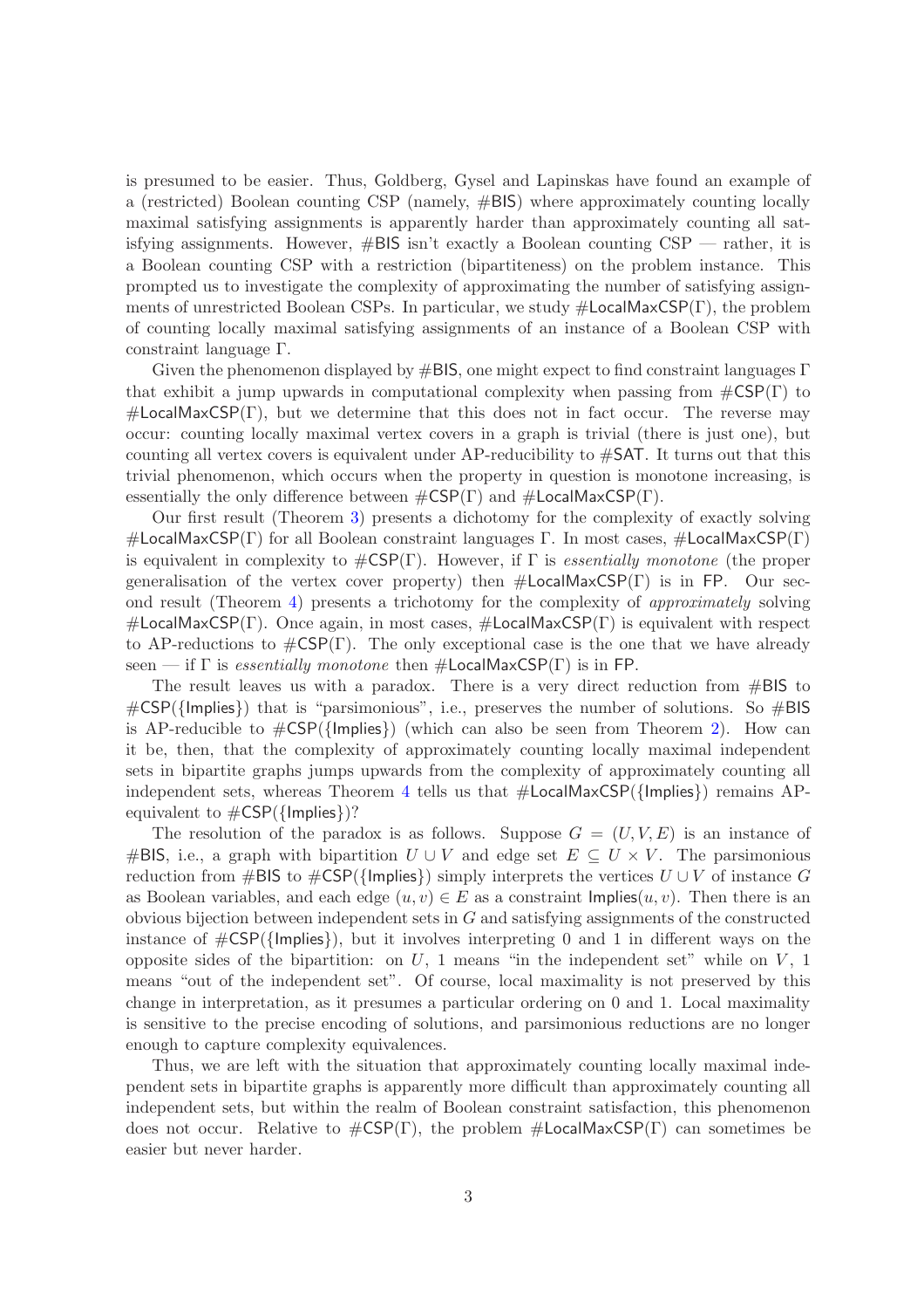is presumed to be easier. Thus, Goldberg, Gysel and Lapinskas have found an example of a (restricted) Boolean counting CSP (namely, #BIS) where approximately counting locally maximal satisfying assignments is apparently harder than approximately counting all satisfying assignments. However, #BIS isn't exactly a Boolean counting CSP — rather, it is a Boolean counting CSP with a restriction (bipartiteness) on the problem instance. This prompted us to investigate the complexity of approximating the number of satisfying assignments of unrestricted Boolean CSPs. In particular, we study $\#\mathsf{LocalMaxCSP}(\Gamma)$, the problem of counting locally maximal satisfying assignments of an instance of a Boolean CSP with constraint language $\Gamma$.

Given the phenomenon displayed by #BIS, one might expect to find constraint languages $\Gamma$ that exhibit a jump upwards in computational complexity when passing from $\#\mathsf{CSP}(\Gamma)$ to $\#\mathsf{LocalMaxCSP}(\Gamma)$, but we determine that this does not in fact occur. The reverse may occur: counting locally maximal vertex covers in a graph is trivial (there is just one), but counting all vertex covers is equivalent under AP-reducibility to #SAT. It turns out that this trivial phenomenon, which occurs when the property in question is monotone increasing, is essentially the only difference between $\#\mathsf{CSP}(\Gamma)$ and $\#\mathsf{LocalMaxCSP}(\Gamma)$.

Our first result (Theorem 3) presents a dichotomy for the complexity of exactly solving $\#\mathsf{LocalMaxCSP}(\Gamma)$ for all Boolean constraint languages $\Gamma$. In most cases, $\#\mathsf{LocalMaxCSP}(\Gamma)$ is equivalent in complexity to $\#\mathsf{CSP}(\Gamma)$. However, if $\Gamma$ is *essentially monotone* (the proper generalisation of the vertex cover property) then $\#\mathsf{LocalMaxCSP}(\Gamma)$ is in FP. Our second result (Theorem 4) presents a trichotomy for the complexity of *approximately* solving $\#\mathsf{LocalMaxCSP}(\Gamma)$. Once again, in most cases, $\#\mathsf{LocalMaxCSP}(\Gamma)$ is equivalent with respect to AP-reductions to $\#\mathsf{CSP}(\Gamma)$. The only exceptional case is the one that we have already seen — if $\Gamma$ is *essentially monotone* then $\#\mathsf{LocalMaxCSP}(\Gamma)$ is in FP.

The result leaves us with a paradox. There is a very direct reduction from #BIS to $\#\mathsf{CSP}(\{\mathsf{Implies}\})$ that is "parsimonious", i.e., preserves the number of solutions. So #BIS is AP-reducible to $\#\mathsf{CSP}(\{\mathsf{Implies}\})$ (which can also be seen from Theorem 2). How can it be, then, that the complexity of approximately counting locally maximal independent sets in bipartite graphs jumps upwards from the complexity of approximately counting all independent sets, whereas Theorem 4 tells us that $\#\mathsf{LocalMaxCSP}(\{\mathsf{Implies}\})$ remains AP-equivalent to $\#\mathsf{CSP}(\{\mathsf{Implies}\})$?

The resolution of the paradox is as follows. Suppose $G = (U, V, E)$ is an instance of #BIS, i.e., a graph with bipartition $U \cup V$ and edge set $E \subseteq U \times V$. The parsimonious reduction from #BIS to $\#\mathsf{CSP}(\{\mathsf{Implies}\})$ simply interprets the vertices $U \cup V$ of instance $G$ as Boolean variables, and each edge $(u, v) \in E$ as a constraint $\mathsf{Implies}(u, v)$. Then there is an obvious bijection between independent sets in $G$ and satisfying assignments of the constructed instance of $\#\mathsf{CSP}(\{\mathsf{Implies}\})$, but it involves interpreting 0 and 1 in different ways on the opposite sides of the bipartition: on $U$, 1 means "in the independent set" while on $V$, 1 means "out of the independent set". Of course, local maximality is not preserved by this change in interpretation, as it presumes a particular ordering on 0 and 1. Local maximality is sensitive to the precise encoding of solutions, and parsimonious reductions are no longer enough to capture complexity equivalences.

Thus, we are left with the situation that approximately counting locally maximal independent sets in bipartite graphs is apparently more difficult than approximately counting all independent sets, but within the realm of Boolean constraint satisfaction, this phenomenon does not occur. Relative to $\#\mathsf{CSP}(\Gamma)$, the problem $\#\mathsf{LocalMaxCSP}(\Gamma)$ can sometimes be easier but never harder.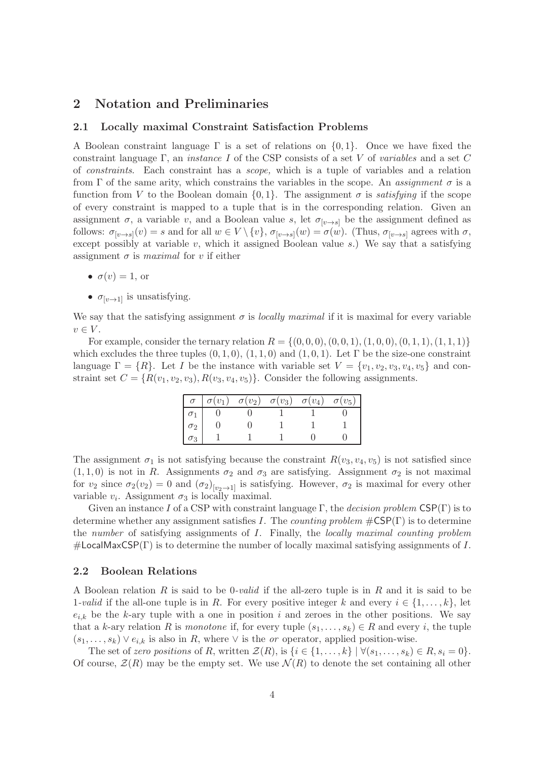## 2 Notation and Preliminaries

### 2.1 Locally maximal Constraint Satisfaction Problems

A Boolean constraint language $\Gamma$ is a set of relations on $\{0,1\}$. Once we have fixed the constraint language $\Gamma$, an *instance* $I$ of the CSP consists of a set $V$ of *variables* and a set $C$ of *constraints*. Each constraint has a *scope,* which is a tuple of variables and a relation from $\Gamma$ of the same arity, which constrains the variables in the scope. An *assignment* $\sigma$ is a function from $V$ to the Boolean domain $\{0,1\}$. The assignment $\sigma$ is *satisfying* if the scope of every constraint is mapped to a tuple that is in the corresponding relation. Given an assignment $\sigma$, a variable $v$, and a Boolean value $s$, let $\sigma_{[v\to s]}$ be the assignment defined as follows: $\sigma_{[v\to s]}(v) = s$ and for all $w \in V \setminus \{v\}$, $\sigma_{[v\to s]}(w) = \sigma(w)$. (Thus, $\sigma_{[v\to s]}$ agrees with $\sigma$, except possibly at variable $v$, which it assigned Boolean value $s$.) We say that a satisfying assignment $\sigma$ is *maximal* for $v$ if either

- $\sigma(v) = 1$, or
- $\sigma_{[v\to 1]}$ is unsatisfying.

We say that the satisfying assignment $\sigma$ is *locally maximal* if it is maximal for every variable $v \in V$.

For example, consider the ternary relation $R = \{(0,0,0),(0,0,1),(1,0,0),(0,1,1),(1,1,1)\}$ which excludes the three tuples $(0,1,0)$, $(1,1,0)$ and $(1,0,1)$. Let $\Gamma$ be the size-one constraint language $\Gamma = \{R\}$. Let $I$ be the instance with variable set $V = \{v_1,v_2,v_3,v_4,v_5\}$ and constraint set $C = \{R(v_1,v_2,v_3), R(v_3,v_4,v_5)\}$. Consider the following assignments.

| $\sigma$ | $\sigma(v_1)$ | $\sigma(v_2)$ | $\sigma(v_3)$ | $\sigma(v_4)$ | $\sigma(v_5)$ |
|---|---|---|---|---|---|
| $\sigma_1$ | 0 | 0 | 1 | 1 | 0 |
| $\sigma_2$ | 0 | 0 | 1 | 1 | 1 |
| $\sigma_3$ | 1 | 1 | 1 | 0 | 0 |

The assignment $\sigma_1$ is not satisfying because the constraint $R(v_3,v_4,v_5)$ is not satisfied since $(1,1,0)$ is not in $R$. Assignments $\sigma_2$ and $\sigma_3$ are satisfying. Assignment $\sigma_2$ is not maximal for $v_2$ since $\sigma_2(v_2) = 0$ and $(\sigma_2)_{[v_2\to 1]}$ is satisfying. However, $\sigma_2$ is maximal for every other variable $v_i$. Assignment $\sigma_3$ is locally maximal.

Given an instance $I$ of a CSP with constraint language $\Gamma$, the *decision problem* $\mathsf{CSP}(\Gamma)$ is to determine whether any assignment satisfies $I$. The *counting problem* $\#\mathsf{CSP}(\Gamma)$ is to determine the *number* of satisfying assignments of $I$. Finally, the *locally maximal counting problem* $\#\mathsf{LocalMaxCSP}(\Gamma)$ is to determine the number of locally maximal satisfying assignments of $I$.

### 2.2 Boolean Relations

A Boolean relation $R$ is said to be *0-valid* if the all-zero tuple is in $R$ and it is said to be *1-valid* if the all-one tuple is in $R$. For every positive integer $k$ and every $i \in \{1,\ldots,k\}$, let $e_{i,k}$ be the $k$-ary tuple with a one in position $i$ and zeroes in the other positions. We say that a $k$-ary relation $R$ is *monotone* if, for every tuple $(s_1,\ldots,s_k) \in R$ and every $i$, the tuple $(s_1,\ldots,s_k) \vee e_{i,k}$ is also in $R$, where $\vee$ is the *or* operator, applied position-wise.

The set of *zero positions* of $R$, written $\mathcal{Z}(R)$, is $\{i \in \{1,\ldots,k\} \mid \forall (s_1,\ldots,s_k) \in R, s_i = 0\}$. Of course, $\mathcal{Z}(R)$ may be the empty set. We use $\mathcal{N}(R)$ to denote the set containing all other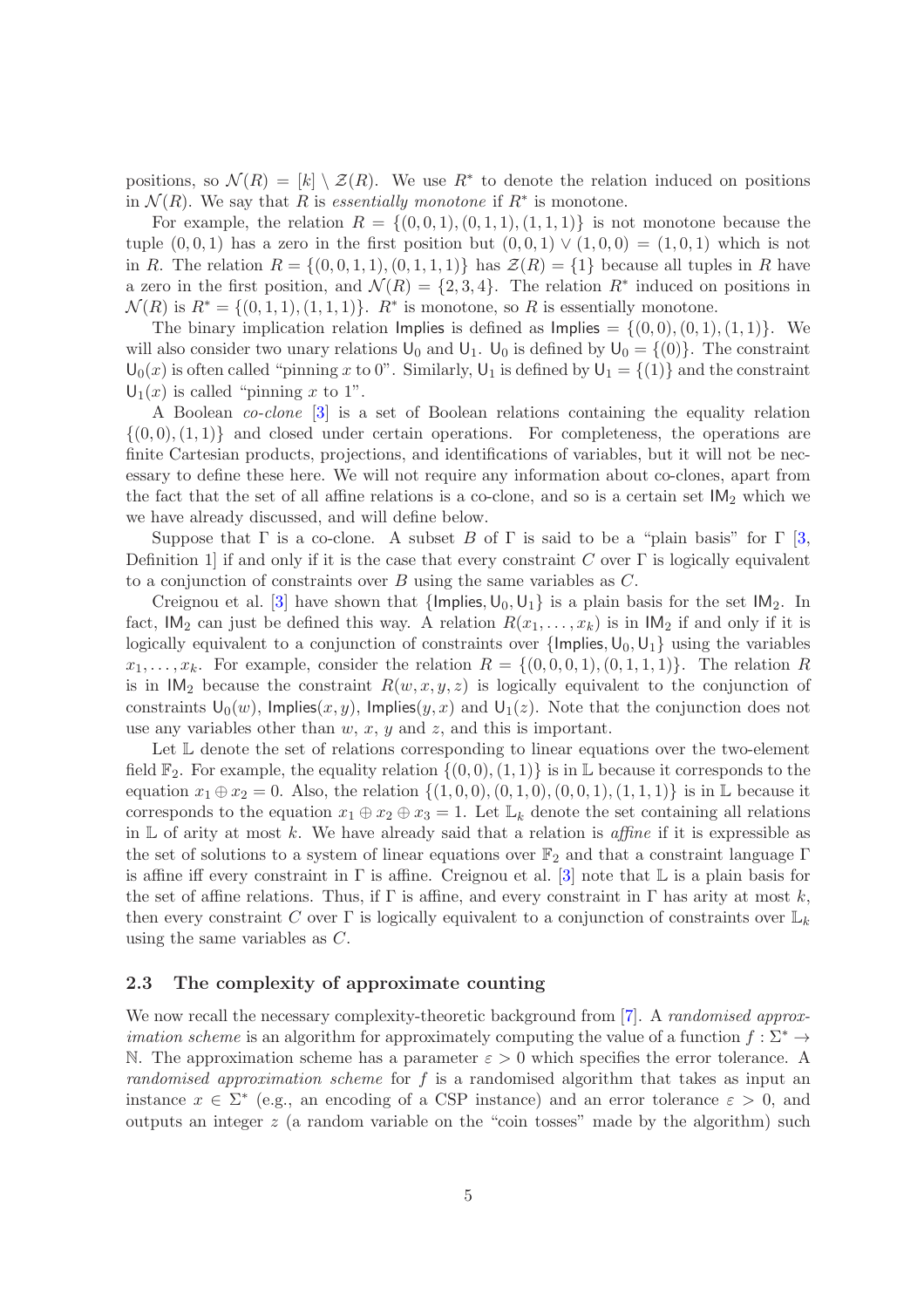positions, so $\mathcal{N}(R) = [k] \setminus \mathcal{Z}(R)$. We use $R^*$ to denote the relation induced on positions in $\mathcal{N}(R)$. We say that $R$ is *essentially monotone* if $R^*$ is monotone.

For example, the relation $R = \{(0,0,1),(0,1,1),(1,1,1)\}$ is not monotone because the tuple $(0,0,1)$ has a zero in the first position but $(0,0,1) \vee (1,0,0) = (1,0,1)$ which is not in $R$. The relation $R = \{(0,0,1,1),(0,1,1,1)\}$ has $\mathcal{Z}(R) = \{1\}$ because all tuples in $R$ have a zero in the first position, and $\mathcal{N}(R) = \{2,3,4\}$. The relation $R^*$ induced on positions in $\mathcal{N}(R)$ is $R^* = \{(0,1,1),(1,1,1)\}$. $R^*$ is monotone, so $R$ is essentially monotone.

The binary implication relation $\mathsf{Implies}$ is defined as $\mathsf{Implies} = \{(0,0),(0,1),(1,1)\}$. We will also consider two unary relations $\mathsf{U}_0$ and $\mathsf{U}_1$. $\mathsf{U}_0$ is defined by $\mathsf{U}_0 = \{(0)\}$. The constraint $\mathsf{U}_0(x)$ is often called "pinning $x$ to 0". Similarly, $\mathsf{U}_1$ is defined by $\mathsf{U}_1 = \{(1)\}$ and the constraint $\mathsf{U}_1(x)$ is called "pinning $x$ to 1".

A Boolean *co-clone* [3] is a set of Boolean relations containing the equality relation $\{(0,0),(1,1)\}$ and closed under certain operations. For completeness, the operations are finite Cartesian products, projections, and identifications of variables, but it will not be necessary to define these here. We will not require any information about co-clones, apart from the fact that the set of all affine relations is a co-clone, and so is a certain set $\mathsf{IM}_2$ which we we have already discussed, and will define below.

Suppose that $\Gamma$ is a co-clone. A subset $B$ of $\Gamma$ is said to be a "plain basis" for $\Gamma$ [3, Definition 1] if and only if it is the case that every constraint $C$ over $\Gamma$ is logically equivalent to a conjunction of constraints over $B$ using the same variables as $C$.

Creignou et al. [3] have shown that $\{\mathsf{Implies}, \mathsf{U}_0, \mathsf{U}_1\}$ is a plain basis for the set $\mathsf{IM}_2$. In fact, $\mathsf{IM}_2$ can just be defined this way. A relation $R(x_1,\ldots,x_k)$ is in $\mathsf{IM}_2$ if and only if it is logically equivalent to a conjunction of constraints over $\{\mathsf{Implies}, \mathsf{U}_0, \mathsf{U}_1\}$ using the variables $x_1,\ldots,x_k$. For example, consider the relation $R = \{(0,0,0,1),(0,1,1,1)\}$. The relation $R$ is in $\mathsf{IM}_2$ because the constraint $R(w,x,y,z)$ is logically equivalent to the conjunction of constraints $\mathsf{U}_0(w)$, $\mathsf{Implies}(x,y)$, $\mathsf{Implies}(y,x)$ and $\mathsf{U}_1(z)$. Note that the conjunction does not use any variables other than $w$, $x$, $y$ and $z$, and this is important.

Let $\mathbb{L}$ denote the set of relations corresponding to linear equations over the two-element field $\mathbb{F}_2$. For example, the equality relation $\{(0,0),(1,1)\}$ is in $\mathbb{L}$ because it corresponds to the equation $x_1 \oplus x_2 = 0$. Also, the relation $\{(1,0,0),(0,1,0),(0,0,1),(1,1,1)\}$ is in $\mathbb{L}$ because it corresponds to the equation $x_1 \oplus x_2 \oplus x_3 = 1$. Let $\mathbb{L}_k$ denote the set containing all relations in $\mathbb{L}$ of arity at most $k$. We have already said that a relation is *affine* if it is expressible as the set of solutions to a system of linear equations over $\mathbb{F}_2$ and that a constraint language $\Gamma$ is affine iff every constraint in $\Gamma$ is affine. Creignou et al. [3] note that $\mathbb{L}$ is a plain basis for the set of affine relations. Thus, if $\Gamma$ is affine, and every constraint in $\Gamma$ has arity at most $k$, then every constraint $C$ over $\Gamma$ is logically equivalent to a conjunction of constraints over $\mathbb{L}_k$ using the same variables as $C$.

### 2.3 The complexity of approximate counting

We now recall the necessary complexity-theoretic background from [7]. A *randomised approximation scheme* is an algorithm for approximately computing the value of a function $f : \Sigma^* \to \mathbb{N}$. The approximation scheme has a parameter $\varepsilon > 0$ which specifies the error tolerance. A *randomised approximation scheme* for $f$ is a randomised algorithm that takes as input an instance $x \in \Sigma^*$ (e.g., an encoding of a CSP instance) and an error tolerance $\varepsilon > 0$, and outputs an integer $z$ (a random variable on the "coin tosses" made by the algorithm) such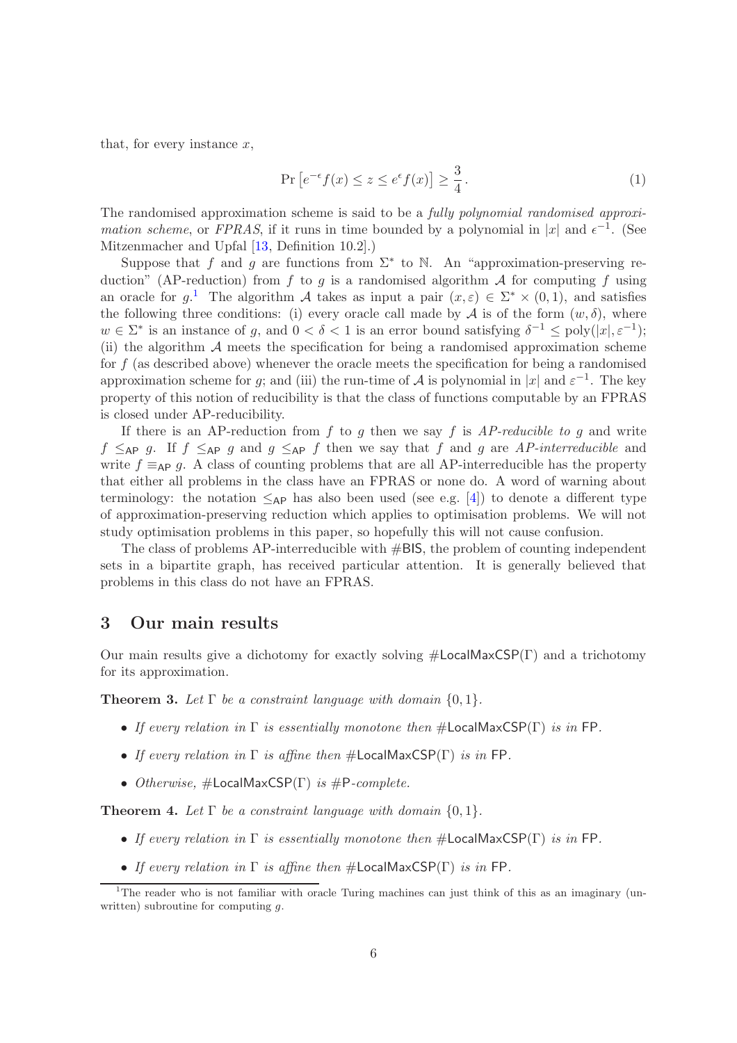that, for every instance $x$,

$$\Pr\left[e^{-\epsilon} f(x) \le z \le e^{\epsilon} f(x)\right] \ge \frac{3}{4}. \tag{1}$$

The randomised approximation scheme is said to be a *fully polynomial randomised approximation scheme*, or *FPRAS*, if it runs in time bounded by a polynomial in $|x|$ and $\epsilon^{-1}$. (See Mitzenmacher and Upfal [13, Definition 10.2].)

Suppose that $f$ and $g$ are functions from $\Sigma^*$ to $\mathbb{N}$. An "approximation-preserving reduction" (AP-reduction) from $f$ to $g$ is a randomised algorithm $\mathcal{A}$ for computing $f$ using an oracle for $g$.[1] The algorithm $\mathcal{A}$ takes as input a pair $(x, \varepsilon) \in \Sigma^* \times (0,1)$, and satisfies the following three conditions: (i) every oracle call made by $\mathcal{A}$ is of the form $(w, \delta)$, where $w \in \Sigma^*$ is an instance of $g$, and $0 < \delta < 1$ is an error bound satisfying $\delta^{-1} \le \mathrm{poly}(|x|, \varepsilon^{-1})$; (ii) the algorithm $\mathcal{A}$ meets the specification for being a randomised approximation scheme for $f$ (as described above) whenever the oracle meets the specification for being a randomised approximation scheme for $g$; and (iii) the run-time of $\mathcal{A}$ is polynomial in $|x|$ and $\varepsilon^{-1}$. The key property of this notion of reducibility is that the class of functions computable by an FPRAS is closed under AP-reducibility.

If there is an AP-reduction from $f$ to $g$ then we say $f$ is *AP-reducible to* $g$ and write $f \le_{\mathsf{AP}} g$. If $f \le_{\mathsf{AP}} g$ and $g \le_{\mathsf{AP}} f$ then we say that $f$ and $g$ are *AP-interreducible* and write $f \equiv_{\mathsf{AP}} g$. A class of counting problems that are all AP-interreducible has the property that either all problems in the class have an FPRAS or none do. A word of warning about terminology: the notation $\le_{\mathsf{AP}}$ has also been used (see e.g. [4]) to denote a different type of approximation-preserving reduction which applies to optimisation problems. We will not study optimisation problems in this paper, so hopefully this will not cause confusion.

The class of problems AP-interreducible with #BIS, the problem of counting independent sets in a bipartite graph, has received particular attention. It is generally believed that problems in this class do not have an FPRAS.

# 3 Our main results

Our main results give a dichotomy for exactly solving $\#\mathsf{LocalMaxCSP}(\Gamma)$ and a trichotomy for its approximation.

**Theorem 3.** *Let $\Gamma$ be a constraint language with domain $\{0,1\}$.*

- *If every relation in $\Gamma$ is essentially monotone then $\#\mathsf{LocalMaxCSP}(\Gamma)$ is in* FP.
- *If every relation in $\Gamma$ is affine then $\#\mathsf{LocalMaxCSP}(\Gamma)$ is in* FP.
- *Otherwise, $\#\mathsf{LocalMaxCSP}(\Gamma)$ is #P-complete.*

**Theorem 4.** *Let $\Gamma$ be a constraint language with domain $\{0,1\}$.*

- *If every relation in $\Gamma$ is essentially monotone then $\#\mathsf{LocalMaxCSP}(\Gamma)$ is in* FP.
- *If every relation in $\Gamma$ is affine then $\#\mathsf{LocalMaxCSP}(\Gamma)$ is in* FP.

[1] The reader who is not familiar with oracle Turing machines can just think of this as an imaginary (unwritten) subroutine for computing $g$.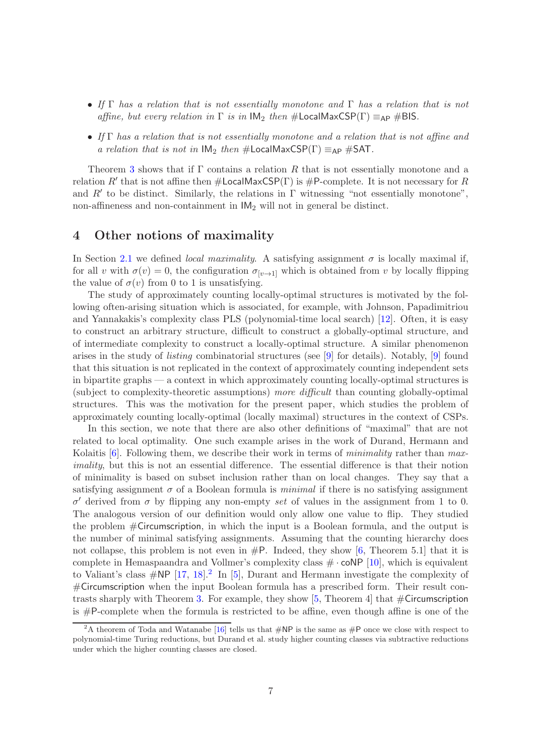- *If $\Gamma$ has a relation that is not essentially monotone and $\Gamma$ has a relation that is not affine, but every relation in $\Gamma$ is in $\mathsf{IM}_2$ then $\#\mathsf{LocalMaxCSP}(\Gamma) \equiv_{\mathsf{AP}} \#\mathsf{BIS}$.*
- *If $\Gamma$ has a relation that is not essentially monotone and a relation that is not affine and a relation that is not in $\mathsf{IM}_2$ then $\#\mathsf{LocalMaxCSP}(\Gamma) \equiv_{\mathsf{AP}} \#\mathsf{SAT}$.*

Theorem 3 shows that if $\Gamma$ contains a relation $R$ that is not essentially monotone and a relation $R'$ that is not affine then $\#\mathsf{LocalMaxCSP}(\Gamma)$ is $\#\mathsf{P}$-complete. It is not necessary for $R$ and $R'$ to be distinct. Similarly, the relations in $\Gamma$ witnessing "not essentially monotone", non-affineness and non-containment in $\mathsf{IM}_2$ will not in general be distinct.

# 4 Other notions of maximality

In Section 2.1 we defined *local maximality*. A satisfying assignment $\sigma$ is locally maximal if, for all $v$ with $\sigma(v) = 0$, the configuration $\sigma_{[v\to 1]}$ which is obtained from $v$ by locally flipping the value of $\sigma(v)$ from 0 to 1 is unsatisfying.

The study of approximately counting locally-optimal structures is motivated by the following often-arising situation which is associated, for example, with Johnson, Papadimitriou and Yannakakis's complexity class PLS (polynomial-time local search) [12]. Often, it is easy to construct an arbitrary structure, difficult to construct a globally-optimal structure, and of intermediate complexity to construct a locally-optimal structure. A similar phenomenon arises in the study of *listing* combinatorial structures (see [9] for details). Notably, [9] found that this situation is not replicated in the context of approximately counting independent sets in bipartite graphs — a context in which approximately counting locally-optimal structures is (subject to complexity-theoretic assumptions) *more difficult* than counting globally-optimal structures. This was the motivation for the present paper, which studies the problem of approximately counting locally-optimal (locally maximal) structures in the context of CSPs.

In this section, we note that there are also other definitions of "maximal" that are not related to local optimality. One such example arises in the work of Durand, Hermann and Kolaitis [6]. Following them, we describe their work in terms of *minimality* rather than *maximality*, but this is not an essential difference. The essential difference is that their notion of minimality is based on subset inclusion rather than on local changes. They say that a satisfying assignment $\sigma$ of a Boolean formula is *minimal* if there is no satisfying assignment $\sigma'$ derived from $\sigma$ by flipping any non-empty *set* of values in the assignment from 1 to 0. The analogous version of our definition would only allow one value to flip. They studied the problem $\#\mathsf{Circumscription}$, in which the input is a Boolean formula, and the output is the number of minimal satisfying assignments. Assuming that the counting hierarchy does not collapse, this problem is not even in $\#\mathsf{P}$. Indeed, they show [6, Theorem 5.1] that it is complete in Hemaspaandra and Vollmer's complexity class $\# \cdot \mathsf{coNP}$ [10], which is equivalent to Valiant's class $\#\mathsf{NP}$ [17, 18].[2] In [5], Durant and Hermann investigate the complexity of $\#\mathsf{Circumscription}$ when the input Boolean formula has a prescribed form. Their result contrasts sharply with Theorem 3. For example, they show [5, Theorem 4] that $\#\mathsf{Circumscription}$ is $\#\mathsf{P}$-complete when the formula is restricted to be affine, even though affine is one of the

[2] A theorem of Toda and Watanabe [16] tells us that $\#\mathsf{NP}$ is the same as $\#\mathsf{P}$ once we close with respect to polynomial-time Turing reductions, but Durand et al. study higher counting classes via subtractive reductions under which the higher counting classes are closed.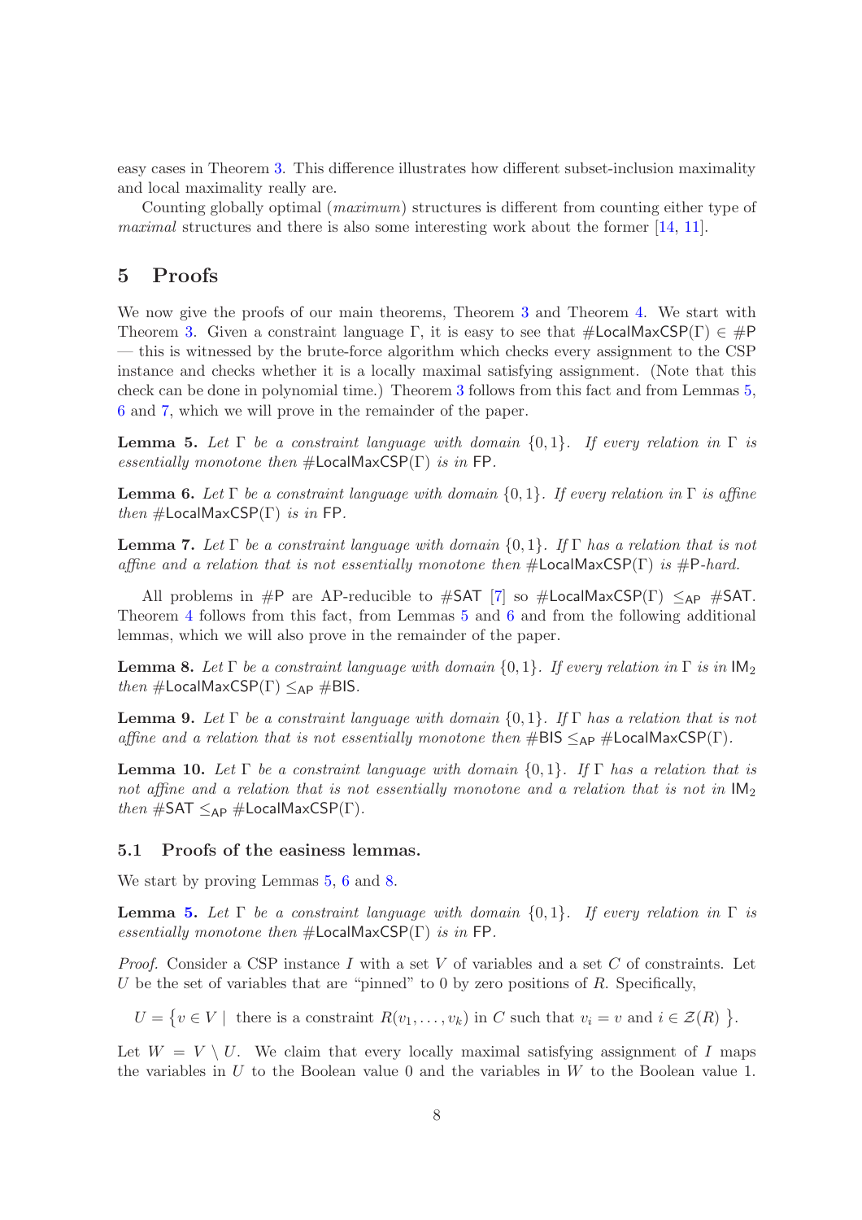easy cases in Theorem 3. This difference illustrates how different subset-inclusion maximality and local maximality really are.

Counting globally optimal (*maximum*) structures is different from counting either type of *maximal* structures and there is also some interesting work about the former [14, 11].

## 5 Proofs

We now give the proofs of our main theorems, Theorem 3 and Theorem 4. We start with Theorem 3. Given a constraint language $\Gamma$, it is easy to see that $\#\mathsf{LocalMaxCSP}(\Gamma) \in \#\mathsf{P}$ — this is witnessed by the brute-force algorithm which checks every assignment to the CSP instance and checks whether it is a locally maximal satisfying assignment. (Note that this check can be done in polynomial time.) Theorem 3 follows from this fact and from Lemmas 5, 6 and 7, which we will prove in the remainder of the paper.

**Lemma 5.** *Let $\Gamma$ be a constraint language with domain $\{0,1\}$. If every relation in $\Gamma$ is essentially monotone then $\#\mathsf{LocalMaxCSP}(\Gamma)$ is in $\mathsf{FP}$.*

**Lemma 6.** *Let $\Gamma$ be a constraint language with domain $\{0,1\}$. If every relation in $\Gamma$ is affine then $\#\mathsf{LocalMaxCSP}(\Gamma)$ is in $\mathsf{FP}$.*

**Lemma 7.** *Let $\Gamma$ be a constraint language with domain $\{0,1\}$. If $\Gamma$ has a relation that is not affine and a relation that is not essentially monotone then $\#\mathsf{LocalMaxCSP}(\Gamma)$ is $\#\mathsf{P}$-hard.*

All problems in $\#\mathsf{P}$ are AP-reducible to $\#\mathsf{SAT}$ [7] so $\#\mathsf{LocalMaxCSP}(\Gamma) \leq_{\mathsf{AP}} \#\mathsf{SAT}$. Theorem 4 follows from this fact, from Lemmas 5 and 6 and from the following additional lemmas, which we will also prove in the remainder of the paper.

**Lemma 8.** *Let $\Gamma$ be a constraint language with domain $\{0,1\}$. If every relation in $\Gamma$ is in $\mathsf{IM}_2$ then $\#\mathsf{LocalMaxCSP}(\Gamma) \leq_{\mathsf{AP}} \#\mathsf{BIS}$.*

**Lemma 9.** *Let $\Gamma$ be a constraint language with domain $\{0,1\}$. If $\Gamma$ has a relation that is not affine and a relation that is not essentially monotone then $\#\mathsf{BIS} \leq_{\mathsf{AP}} \#\mathsf{LocalMaxCSP}(\Gamma)$.*

**Lemma 10.** *Let $\Gamma$ be a constraint language with domain $\{0,1\}$. If $\Gamma$ has a relation that is not affine and a relation that is not essentially monotone and a relation that is not in $\mathsf{IM}_2$ then $\#\mathsf{SAT} \leq_{\mathsf{AP}} \#\mathsf{LocalMaxCSP}(\Gamma)$.*

### 5.1 Proofs of the easiness lemmas.

We start by proving Lemmas 5, 6 and 8.

**Lemma 5.** *Let $\Gamma$ be a constraint language with domain $\{0,1\}$. If every relation in $\Gamma$ is essentially monotone then $\#\mathsf{LocalMaxCSP}(\Gamma)$ is in $\mathsf{FP}$.*

*Proof.* Consider a CSP instance $I$ with a set $V$ of variables and a set $C$ of constraints. Let $U$ be the set of variables that are "pinned" to 0 by zero positions of $R$. Specifically,

$$U = \{ v \in V \mid \text{ there is a constraint } R(v_1, \ldots, v_k) \text{ in } C \text{ such that } v_i = v \text{ and } i \in \mathcal{Z}(R) \}.$$

Let $W = V \setminus U$. We claim that every locally maximal satisfying assignment of $I$ maps the variables in $U$ to the Boolean value 0 and the variables in $W$ to the Boolean value 1.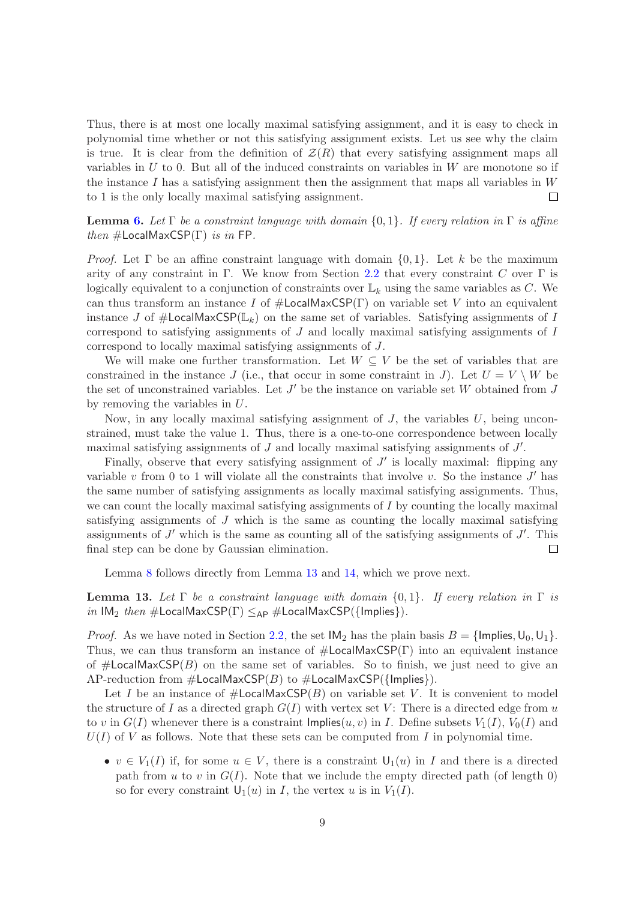Thus, there is at most one locally maximal satisfying assignment, and it is easy to check in polynomial time whether or not this satisfying assignment exists. Let us see why the claim is true. It is clear from the definition of $\mathcal{Z}(R)$ that every satisfying assignment maps all variables in $U$ to 0. But all of the induced constraints on variables in $W$ are monotone so if the instance $I$ has a satisfying assignment then the assignment that maps all variables in $W$ to 1 is the only locally maximal satisfying assignment. ∎

**Lemma 6.** *Let $\Gamma$ be a constraint language with domain $\{0,1\}$. If every relation in $\Gamma$ is affine then $\#\mathsf{LocalMaxCSP}(\Gamma)$ is in $\mathsf{FP}$.*

*Proof.* Let $\Gamma$ be an affine constraint language with domain $\{0,1\}$. Let $k$ be the maximum arity of any constraint in $\Gamma$. We know from Section 2.2 that every constraint $C$ over $\Gamma$ is logically equivalent to a conjunction of constraints over $\mathbb{L}_k$ using the same variables as $C$. We can thus transform an instance $I$ of $\#\mathsf{LocalMaxCSP}(\Gamma)$ on variable set $V$ into an equivalent instance $J$ of $\#\mathsf{LocalMaxCSP}(\mathbb{L}_k)$ on the same set of variables. Satisfying assignments of $I$ correspond to satisfying assignments of $J$ and locally maximal satisfying assignments of $I$ correspond to locally maximal satisfying assignments of $J$.

We will make one further transformation. Let $W \subseteq V$ be the set of variables that are constrained in the instance $J$ (i.e., that occur in some constraint in $J$). Let $U = V \setminus W$ be the set of unconstrained variables. Let $J'$ be the instance on variable set $W$ obtained from $J$ by removing the variables in $U$.

Now, in any locally maximal satisfying assignment of $J$, the variables $U$, being unconstrained, must take the value 1. Thus, there is a one-to-one correspondence between locally maximal satisfying assignments of $J$ and locally maximal satisfying assignments of $J'$.

Finally, observe that every satisfying assignment of $J'$ is locally maximal: flipping any variable $v$ from 0 to 1 will violate all the constraints that involve $v$. So the instance $J'$ has the same number of satisfying assignments as locally maximal satisfying assignments. Thus, we can count the locally maximal satisfying assignments of $I$ by counting the locally maximal satisfying assignments of $J$ which is the same as counting the locally maximal satisfying assignments of $J'$ which is the same as counting all of the satisfying assignments of $J'$. This final step can be done by Gaussian elimination. ∎

Lemma 8 follows directly from Lemma 13 and 14, which we prove next.

**Lemma 13.** *Let $\Gamma$ be a constraint language with domain $\{0,1\}$. If every relation in $\Gamma$ is in $\mathsf{IM}_2$ then $\#\mathsf{LocalMaxCSP}(\Gamma) \leq_{\mathsf{AP}} \#\mathsf{LocalMaxCSP}(\{\mathsf{Implies}\})$.*

*Proof.* As we have noted in Section 2.2, the set $\mathsf{IM}_2$ has the plain basis $B = \{\mathsf{Implies}, \mathsf{U}_0, \mathsf{U}_1\}$. Thus, we can thus transform an instance of $\#\mathsf{LocalMaxCSP}(\Gamma)$ into an equivalent instance of $\#\mathsf{LocalMaxCSP}(B)$ on the same set of variables. So to finish, we just need to give an AP-reduction from $\#\mathsf{LocalMaxCSP}(B)$ to $\#\mathsf{LocalMaxCSP}(\{\mathsf{Implies}\})$.

Let $I$ be an instance of $\#\mathsf{LocalMaxCSP}(B)$ on variable set $V$. It is convenient to model the structure of $I$ as a directed graph $G(I)$ with vertex set $V$: There is a directed edge from $u$ to $v$ in $G(I)$ whenever there is a constraint $\mathsf{Implies}(u,v)$ in $I$. Define subsets $V_1(I)$, $V_0(I)$ and $U(I)$ of $V$ as follows. Note that these sets can be computed from $I$ in polynomial time.

- $v \in V_1(I)$ if, for some $u \in V$, there is a constraint $\mathsf{U}_1(u)$ in $I$ and there is a directed path from $u$ to $v$ in $G(I)$. Note that we include the empty directed path (of length 0) so for every constraint $\mathsf{U}_1(u)$ in $I$, the vertex $u$ is in $V_1(I)$.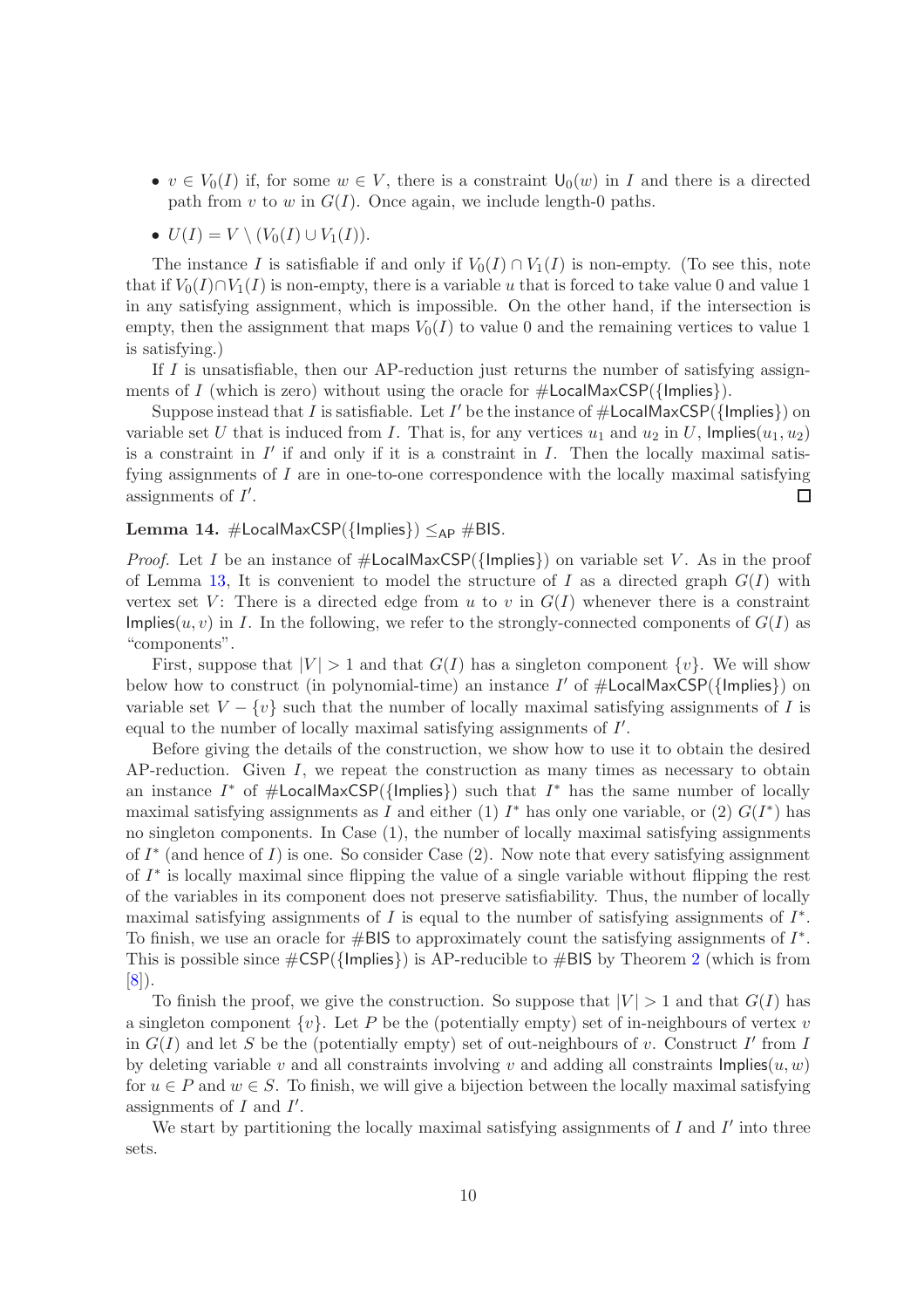- $v \in V_0(I)$ if, for some $w \in V$, there is a constraint $\mathsf{U}_0(w)$ in $I$ and there is a directed path from $v$ to $w$ in $G(I)$. Once again, we include length-0 paths.
- $U(I) = V \setminus (V_0(I) \cup V_1(I))$.

The instance $I$ is satisfiable if and only if $V_0(I) \cap V_1(I)$ is non-empty. (To see this, note that if $V_0(I) \cap V_1(I)$ is non-empty, there is a variable $u$ that is forced to take value 0 and value 1 in any satisfying assignment, which is impossible. On the other hand, if the intersection is empty, then the assignment that maps $V_0(I)$ to value 0 and the remaining vertices to value 1 is satisfying.)

If $I$ is unsatisfiable, then our AP-reduction just returns the number of satisfying assignments of $I$ (which is zero) without using the oracle for $\#\mathsf{LocalMaxCSP}(\{\mathsf{Implies}\})$.

Suppose instead that $I$ is satisfiable. Let $I'$ be the instance of $\#\mathsf{LocalMaxCSP}(\{\mathsf{Implies}\})$ on variable set $U$ that is induced from $I$. That is, for any vertices $u_1$ and $u_2$ in $U$, $\mathsf{Implies}(u_1, u_2)$ is a constraint in $I'$ if and only if it is a constraint in $I$. Then the locally maximal satisfying assignments of $I$ are in one-to-one correspondence with the locally maximal satisfying assignments of $I'$. ◻

**Lemma 14.** $\#\mathsf{LocalMaxCSP}(\{\mathsf{Implies}\}) \leq_{\mathsf{AP}} \#\mathsf{BIS}$.

*Proof.* Let $I$ be an instance of $\#\mathsf{LocalMaxCSP}(\{\mathsf{Implies}\})$ on variable set $V$. As in the proof of Lemma 13, It is convenient to model the structure of $I$ as a directed graph $G(I)$ with vertex set $V$: There is a directed edge from $u$ to $v$ in $G(I)$ whenever there is a constraint $\mathsf{Implies}(u, v)$ in $I$. In the following, we refer to the strongly-connected components of $G(I)$ as "components".

First, suppose that $|V| > 1$ and that $G(I)$ has a singleton component $\{v\}$. We will show below how to construct (in polynomial-time) an instance $I'$ of $\#\mathsf{LocalMaxCSP}(\{\mathsf{Implies}\})$ on variable set $V - \{v\}$ such that the number of locally maximal satisfying assignments of $I$ is equal to the number of locally maximal satisfying assignments of $I'$.

Before giving the details of the construction, we show how to use it to obtain the desired AP-reduction. Given $I$, we repeat the construction as many times as necessary to obtain an instance $I^*$ of $\#\mathsf{LocalMaxCSP}(\{\mathsf{Implies}\})$ such that $I^*$ has the same number of locally maximal satisfying assignments as $I$ and either (1) $I^*$ has only one variable, or (2) $G(I^*)$ has no singleton components. In Case (1), the number of locally maximal satisfying assignments of $I^*$ (and hence of $I$) is one. So consider Case (2). Now note that every satisfying assignment of $I^*$ is locally maximal since flipping the value of a single variable without flipping the rest of the variables in its component does not preserve satisfiability. Thus, the number of locally maximal satisfying assignments of $I$ is equal to the number of satisfying assignments of $I^*$. To finish, we use an oracle for $\#\mathsf{BIS}$ to approximately count the satisfying assignments of $I^*$. This is possible since $\#\mathsf{CSP}(\{\mathsf{Implies}\})$ is AP-reducible to $\#\mathsf{BIS}$ by Theorem 2 (which is from [8]).

To finish the proof, we give the construction. So suppose that $|V| > 1$ and that $G(I)$ has a singleton component $\{v\}$. Let $P$ be the (potentially empty) set of in-neighbours of vertex $v$ in $G(I)$ and let $S$ be the (potentially empty) set of out-neighbours of $v$. Construct $I'$ from $I$ by deleting variable $v$ and all constraints involving $v$ and adding all constraints $\mathsf{Implies}(u, w)$ for $u \in P$ and $w \in S$. To finish, we will give a bijection between the locally maximal satisfying assignments of $I$ and $I'$.

We start by partitioning the locally maximal satisfying assignments of $I$ and $I'$ into three sets.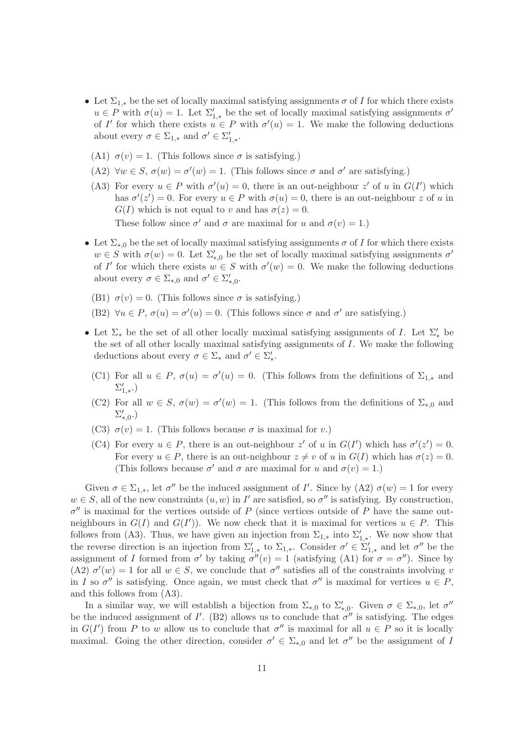- Let $\Sigma_{1,*}$ be the set of locally maximal satisfying assignments $\sigma$ of $I$ for which there exists $u \in P$ with $\sigma(u) = 1$. Let $\Sigma'_{1,*}$ be the set of locally maximal satisfying assignments $\sigma'$ of $I'$ for which there exists $u \in P$ with $\sigma'(u) = 1$. We make the following deductions about every $\sigma \in \Sigma_{1,*}$ and $\sigma' \in \Sigma'_{1,*}$.

  (A1) $\sigma(v) = 1$. (This follows since $\sigma$ is satisfying.)

  (A2) $\forall w \in S$, $\sigma(w) = \sigma'(w) = 1$. (This follows since $\sigma$ and $\sigma'$ are satisfying.)

  (A3) For every $u \in P$ with $\sigma'(u) = 0$, there is an out-neighbour $z'$ of $u$ in $G(I')$ which has $\sigma'(z') = 0$. For every $u \in P$ with $\sigma(u) = 0$, there is an out-neighbour $z$ of $u$ in $G(I)$ which is not equal to $v$ and has $\sigma(z) = 0$.
  These follow since $\sigma'$ and $\sigma$ are maximal for $u$ and $\sigma(v) = 1$.)

- Let $\Sigma_{*,0}$ be the set of locally maximal satisfying assignments $\sigma$ of $I$ for which there exists $w \in S$ with $\sigma(w) = 0$. Let $\Sigma'_{*,0}$ be the set of locally maximal satisfying assignments $\sigma'$ of $I'$ for which there exists $w \in S$ with $\sigma'(w) = 0$. We make the following deductions about every $\sigma \in \Sigma_{*,0}$ and $\sigma' \in \Sigma'_{*,0}$.

  (B1) $\sigma(v) = 0$. (This follows since $\sigma$ is satisfying.)

  (B2) $\forall u \in P$, $\sigma(u) = \sigma'(u) = 0$. (This follows since $\sigma$ and $\sigma'$ are satisfying.)

- Let $\Sigma_*$ be the set of all other locally maximal satisfying assignments of $I$. Let $\Sigma'_*$ be the set of all other locally maximal satisfying assignments of $I$. We make the following deductions about every $\sigma \in \Sigma_*$ and $\sigma' \in \Sigma'_*$.

  (C1) For all $u \in P$, $\sigma(u) = \sigma'(u) = 0$. (This follows from the definitions of $\Sigma_{1,*}$ and $\Sigma'_{1,*}$.)

  (C2) For all $w \in S$, $\sigma(w) = \sigma'(w) = 1$. (This follows from the definitions of $\Sigma_{*,0}$ and $\Sigma'_{*,0}$.)

  (C3) $\sigma(v) = 1$. (This follows because $\sigma$ is maximal for $v$.)

  (C4) For every $u \in P$, there is an out-neighbour $z'$ of $u$ in $G(I')$ which has $\sigma'(z') = 0$. For every $u \in P$, there is an out-neighbour $z \neq v$ of $u$ in $G(I)$ which has $\sigma(z) = 0$. (This follows because $\sigma'$ and $\sigma$ are maximal for $u$ and $\sigma(v) = 1$.)

Given $\sigma \in \Sigma_{1,*}$, let $\sigma''$ be the induced assignment of $I'$. Since by (A2) $\sigma(w) = 1$ for every $w \in S$, all of the new constraints $(u, w)$ in $I'$ are satisfied, so $\sigma''$ is satisfying. By construction, $\sigma''$ is maximal for the vertices outside of $P$ (since vertices outside of $P$ have the same out-neighbours in $G(I)$ and $G(I')$). We now check that it is maximal for vertices $u \in P$. This follows from (A3). Thus, we have given an injection from $\Sigma_{1,*}$ into $\Sigma'_{1,*}$. We now show that the reverse direction is an injection from $\Sigma'_{1,*}$ to $\Sigma_{1,*}$. Consider $\sigma' \in \Sigma'_{1,*}$ and let $\sigma''$ be the assignment of $I$ formed from $\sigma'$ by taking $\sigma''(v) = 1$ (satisfying (A1) for $\sigma = \sigma''$). Since by (A2) $\sigma'(w) = 1$ for all $w \in S$, we conclude that $\sigma''$ satisfies all of the constraints involving $v$ in $I$ so $\sigma''$ is satisfying. Once again, we must check that $\sigma''$ is maximal for vertices $u \in P$, and this follows from (A3).

In a similar way, we will establish a bijection from $\Sigma_{*,0}$ to $\Sigma'_{*,0}$. Given $\sigma \in \Sigma_{*,0}$, let $\sigma''$ be the induced assignment of $I'$. (B2) allows us to conclude that $\sigma''$ is satisfying. The edges in $G(I')$ from $P$ to $w$ allow us to conclude that $\sigma''$ is maximal for all $u \in P$ so it is locally maximal. Going the other direction, consider $\sigma' \in \Sigma_{*,0}$ and let $\sigma''$ be the assignment of $I$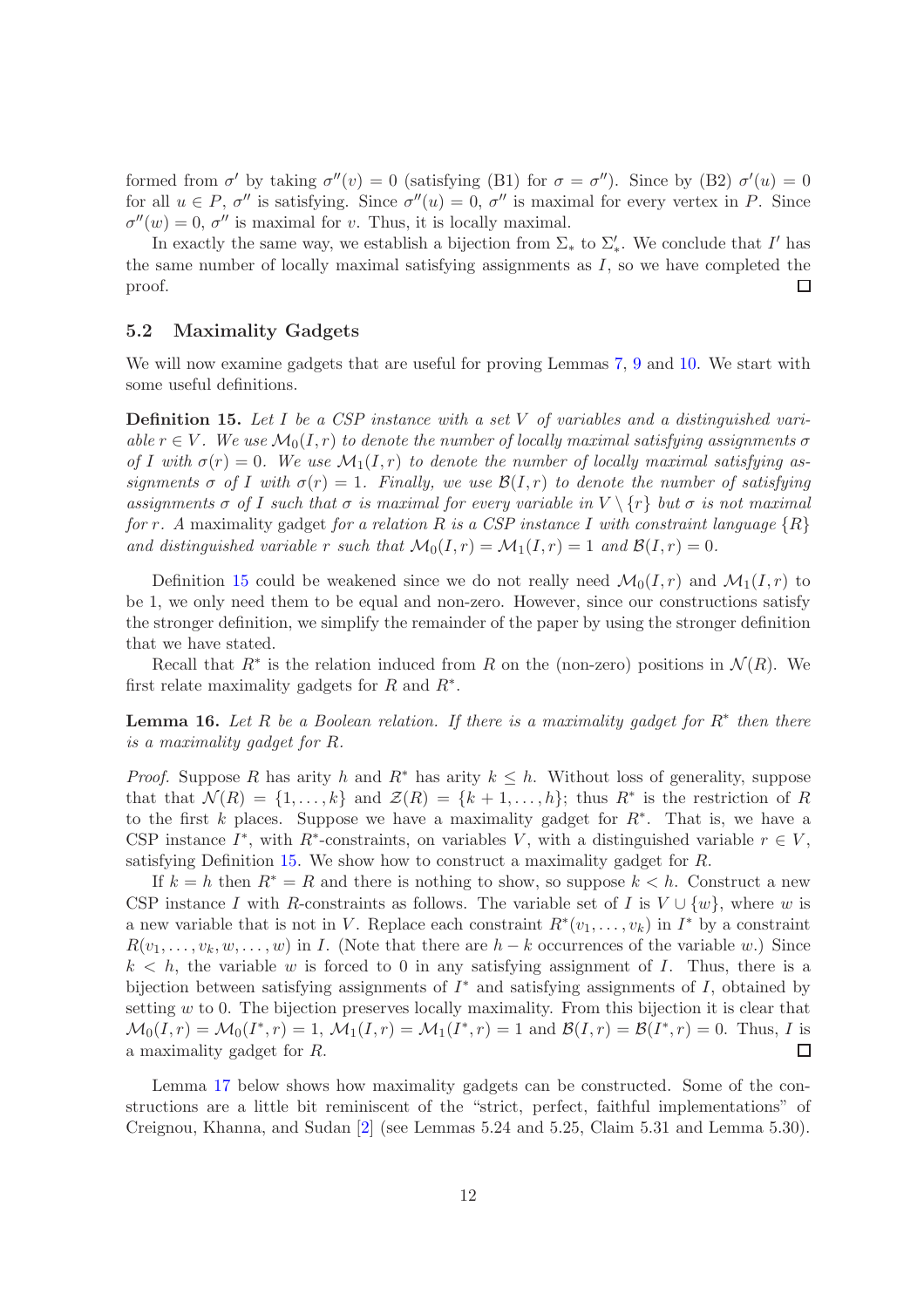formed from $\sigma'$ by taking $\sigma''(v) = 0$ (satisfying (B1) for $\sigma = \sigma''$). Since by (B2) $\sigma'(u) = 0$ for all $u \in P$, $\sigma''$ is satisfying. Since $\sigma''(u) = 0$, $\sigma''$ is maximal for every vertex in $P$. Since $\sigma''(w) = 0$, $\sigma''$ is maximal for $v$. Thus, it is locally maximal.

In exactly the same way, we establish a bijection from $\Sigma_*$ to $\Sigma'_*$. We conclude that $I'$ has the same number of locally maximal satisfying assignments as $I$, so we have completed the proof. □

## 5.2 Maximality Gadgets

We will now examine gadgets that are useful for proving Lemmas 7, 9 and 10. We start with some useful definitions.

**Definition 15.** *Let $I$ be a CSP instance with a set $V$ of variables and a distinguished variable $r \in V$. We use $\mathcal{M}_0(I, r)$ to denote the number of locally maximal satisfying assignments $\sigma$ of $I$ with $\sigma(r) = 0$. We use $\mathcal{M}_1(I, r)$ to denote the number of locally maximal satisfying assignments $\sigma$ of $I$ with $\sigma(r) = 1$. Finally, we use $\mathcal{B}(I, r)$ to denote the number of satisfying assignments $\sigma$ of $I$ such that $\sigma$ is maximal for every variable in $V \setminus \{r\}$ but $\sigma$ is not maximal for $r$. A* maximality gadget *for a relation $R$ is a CSP instance $I$ with constraint language $\{R\}$ and distinguished variable $r$ such that $\mathcal{M}_0(I, r) = \mathcal{M}_1(I, r) = 1$ and $\mathcal{B}(I, r) = 0$.*

Definition 15 could be weakened since we do not really need $\mathcal{M}_0(I, r)$ and $\mathcal{M}_1(I, r)$ to be 1, we only need them to be equal and non-zero. However, since our constructions satisfy the stronger definition, we simplify the remainder of the paper by using the stronger definition that we have stated.

Recall that $R^*$ is the relation induced from $R$ on the (non-zero) positions in $\mathcal{N}(R)$. We first relate maximality gadgets for $R$ and $R^*$.

**Lemma 16.** *Let $R$ be a Boolean relation. If there is a maximality gadget for $R^*$ then there is a maximality gadget for $R$.*

*Proof.* Suppose $R$ has arity $h$ and $R^*$ has arity $k \le h$. Without loss of generality, suppose that that $\mathcal{N}(R) = \{1, \ldots, k\}$ and $\mathcal{Z}(R) = \{k + 1, \ldots, h\}$; thus $R^*$ is the restriction of $R$ to the first $k$ places. Suppose we have a maximality gadget for $R^*$. That is, we have a CSP instance $I^*$, with $R^*$-constraints, on variables $V$, with a distinguished variable $r \in V$, satisfying Definition 15. We show how to construct a maximality gadget for $R$.

If $k = h$ then $R^* = R$ and there is nothing to show, so suppose $k < h$. Construct a new CSP instance $I$ with $R$-constraints as follows. The variable set of $I$ is $V \cup \{w\}$, where $w$ is a new variable that is not in $V$. Replace each constraint $R^*(v_1, \ldots, v_k)$ in $I^*$ by a constraint $R(v_1, \ldots, v_k, w, \ldots, w)$ in $I$. (Note that there are $h - k$ occurrences of the variable $w$.) Since $k < h$, the variable $w$ is forced to 0 in any satisfying assignment of $I$. Thus, there is a bijection between satisfying assignments of $I^*$ and satisfying assignments of $I$, obtained by setting $w$ to 0. The bijection preserves locally maximality. From this bijection it is clear that $\mathcal{M}_0(I, r) = \mathcal{M}_0(I^*, r) = 1$, $\mathcal{M}_1(I, r) = \mathcal{M}_1(I^*, r) = 1$ and $\mathcal{B}(I, r) = \mathcal{B}(I^*, r) = 0$. Thus, $I$ is a maximality gadget for $R$. □

Lemma 17 below shows how maximality gadgets can be constructed. Some of the constructions are a little bit reminiscent of the "strict, perfect, faithful implementations" of Creignou, Khanna, and Sudan [2] (see Lemmas 5.24 and 5.25, Claim 5.31 and Lemma 5.30).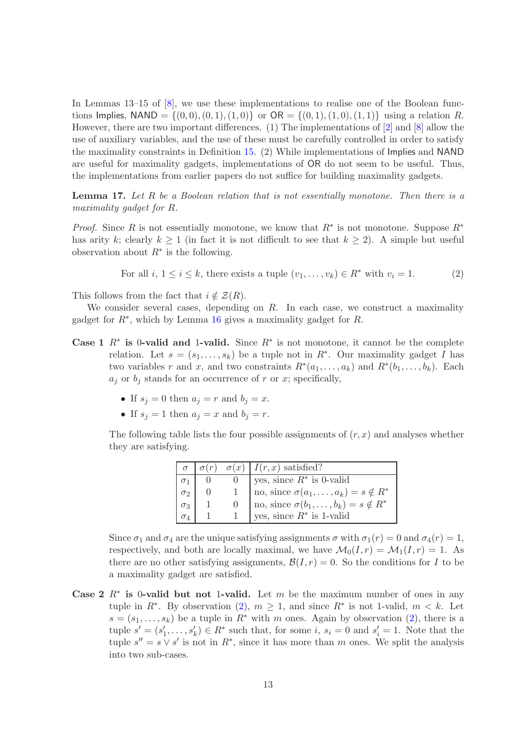In Lemmas 13–15 of [8], we use these implementations to realise one of the Boolean functions Implies, NAND $= \{(0,0),(0,1),(1,0)\}$ or OR $= \{(0,1),(1,0),(1,1)\}$ using a relation $R$. However, there are two important differences. (1) The implementations of [2] and [8] allow the use of auxiliary variables, and the use of these must be carefully controlled in order to satisfy the maximality constraints in Definition 15. (2) While implementations of Implies and NAND are useful for maximality gadgets, implementations of OR do not seem to be useful. Thus, the implementations from earlier papers do not suffice for building maximality gadgets.

**Lemma 17.** *Let $R$ be a Boolean relation that is not essentially monotone. Then there is a maximality gadget for $R$.*

*Proof.* Since $R$ is not essentially monotone, we know that $R^*$ is not monotone. Suppose $R^*$ has arity $k$; clearly $k \geq 1$ (in fact it is not difficult to see that $k \geq 2$). A simple but useful observation about $R^*$ is the following.

$$\text{For all } i,\ 1 \leq i \leq k, \text{ there exists a tuple } (v_1, \ldots, v_k) \in R^* \text{ with } v_i = 1. \tag{2}$$

This follows from the fact that $i \notin \mathcal{Z}(R)$.

We consider several cases, depending on $R$. In each case, we construct a maximality gadget for $R^*$, which by Lemma 16 gives a maximality gadget for $R$.

**Case 1** $R^*$ **is 0-valid and 1-valid.** Since $R^*$ is not monotone, it cannot be the complete relation. Let $s = (s_1, \ldots, s_k)$ be a tuple not in $R^*$. Our maximality gadget $I$ has two variables $r$ and $x$, and two constraints $R^*(a_1, \ldots, a_k)$ and $R^*(b_1, \ldots, b_k)$. Each $a_j$ or $b_j$ stands for an occurrence of $r$ or $x$; specifically,

- If $s_j = 0$ then $a_j = r$ and $b_j = x$.
- If $s_j = 1$ then $a_j = x$ and $b_j = r$.

The following table lists the four possible assignments of $(r, x)$ and analyses whether they are satisfying.

| $\sigma$ | $\sigma(r)$ | $\sigma(x)$ | $I(r,x)$ satisfied? |
|---|---|---|---|
| $\sigma_1$ | 0 | 0 | yes, since $R^*$ is 0-valid |
| $\sigma_2$ | 0 | 1 | no, since $\sigma(a_1, \ldots, a_k) = s \notin R^*$ |
| $\sigma_3$ | 1 | 0 | no, since $\sigma(b_1, \ldots, b_k) = s \notin R^*$ |
| $\sigma_4$ | 1 | 1 | yes, since $R^*$ is 1-valid |

Since $\sigma_1$ and $\sigma_4$ are the unique satisfying assignments $\sigma$ with $\sigma_1(r) = 0$ and $\sigma_4(r) = 1$, respectively, and both are locally maximal, we have $\mathcal{M}_0(I, r) = \mathcal{M}_1(I, r) = 1$. As there are no other satisfying assignments, $\mathcal{B}(I, r) = 0$. So the conditions for $I$ to be a maximality gadget are satisfied.

**Case 2** $R^*$ **is 0-valid but not 1-valid.** Let $m$ be the maximum number of ones in any tuple in $R^*$. By observation (2), $m \geq 1$, and since $R^*$ is not 1-valid, $m < k$. Let $s = (s_1, \ldots, s_k)$ be a tuple in $R^*$ with $m$ ones. Again by observation (2), there is a tuple $s' = (s'_1, \ldots, s'_k) \in R^*$ such that, for some $i$, $s_i = 0$ and $s'_i = 1$. Note that the tuple $s'' = s \vee s'$ is not in $R^*$, since it has more than $m$ ones. We split the analysis into two sub-cases.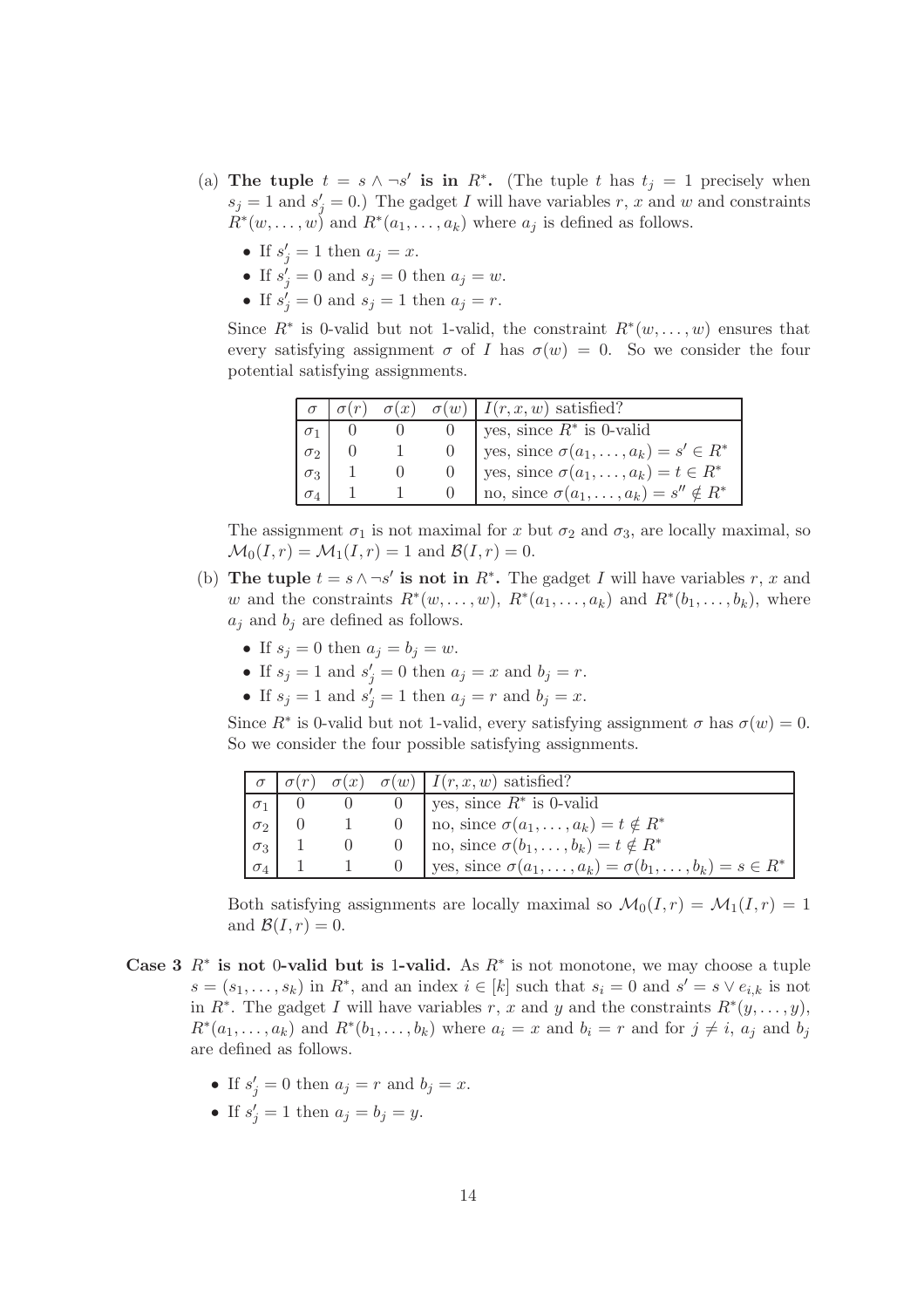(a) **The tuple $t = s \wedge \neg s'$ is in $R^*$.** (The tuple $t$ has $t_j = 1$ precisely when $s_j = 1$ and $s'_j = 0$.) The gadget $I$ will have variables $r$, $x$ and $w$ and constraints $R^*(w, \dots, w)$ and $R^*(a_1, \dots, a_k)$ where $a_j$ is defined as follows.

- If $s'_j = 1$ then $a_j = x$.
- If $s'_j = 0$ and $s_j = 0$ then $a_j = w$.
- If $s'_j = 0$ and $s_j = 1$ then $a_j = r$.

Since $R^*$ is 0-valid but not 1-valid, the constraint $R^*(w, \dots, w)$ ensures that every satisfying assignment $\sigma$ of $I$ has $\sigma(w) = 0$. So we consider the four potential satisfying assignments.

| $\sigma$ | $\sigma(r)$ | $\sigma(x)$ | $\sigma(w)$ | $I(r, x, w)$ satisfied? |
|---|---|---|---|---|
| $\sigma_1$ | 0 | 0 | 0 | yes, since $R^*$ is 0-valid |
| $\sigma_2$ | 0 | 1 | 0 | yes, since $\sigma(a_1, \dots, a_k) = s' \in R^*$ |
| $\sigma_3$ | 1 | 0 | 0 | yes, since $\sigma(a_1, \dots, a_k) = t \in R^*$ |
| $\sigma_4$ | 1 | 1 | 0 | no, since $\sigma(a_1, \dots, a_k) = s'' \notin R^*$ |

The assignment $\sigma_1$ is not maximal for $x$ but $\sigma_2$ and $\sigma_3$, are locally maximal, so $\mathcal{M}_0(I, r) = \mathcal{M}_1(I, r) = 1$ and $\mathcal{B}(I, r) = 0$.

(b) **The tuple $t = s \wedge \neg s'$ is not in $R^*$.** The gadget $I$ will have variables $r$, $x$ and $w$ and the constraints $R^*(w, \dots, w)$, $R^*(a_1, \dots, a_k)$ and $R^*(b_1, \dots, b_k)$, where $a_j$ and $b_j$ are defined as follows.

- If $s_j = 0$ then $a_j = b_j = w$.
- If $s_j = 1$ and $s'_j = 0$ then $a_j = x$ and $b_j = r$.
- If $s_j = 1$ and $s'_j = 1$ then $a_j = r$ and $b_j = x$.

Since $R^*$ is 0-valid but not 1-valid, every satisfying assignment $\sigma$ has $\sigma(w) = 0$. So we consider the four possible satisfying assignments.

| $\sigma$ | $\sigma(r)$ | $\sigma(x)$ | $\sigma(w)$ | $I(r, x, w)$ satisfied? |
|---|---|---|---|---|
| $\sigma_1$ | 0 | 0 | 0 | yes, since $R^*$ is 0-valid |
| $\sigma_2$ | 0 | 1 | 0 | no, since $\sigma(a_1, \dots, a_k) = t \notin R^*$ |
| $\sigma_3$ | 1 | 0 | 0 | no, since $\sigma(b_1, \dots, b_k) = t \notin R^*$ |
| $\sigma_4$ | 1 | 1 | 0 | yes, since $\sigma(a_1, \dots, a_k) = \sigma(b_1, \dots, b_k) = s \in R^*$ |

Both satisfying assignments are locally maximal so $\mathcal{M}_0(I, r) = \mathcal{M}_1(I, r) = 1$ and $\mathcal{B}(I, r) = 0$.

**Case 3 $R^*$ is not 0-valid but is 1-valid.** As $R^*$ is not monotone, we may choose a tuple $s = (s_1, \dots, s_k)$ in $R^*$, and an index $i \in [k]$ such that $s_i = 0$ and $s' = s \vee e_{i,k}$ is not in $R^*$. The gadget $I$ will have variables $r$, $x$ and $y$ and the constraints $R^*(y, \dots, y)$, $R^*(a_1, \dots, a_k)$ and $R^*(b_1, \dots, b_k)$ where $a_i = x$ and $b_i = r$ and for $j \neq i$, $a_j$ and $b_j$ are defined as follows.

- If $s'_j = 0$ then $a_j = r$ and $b_j = x$.
- If $s'_j = 1$ then $a_j = b_j = y$.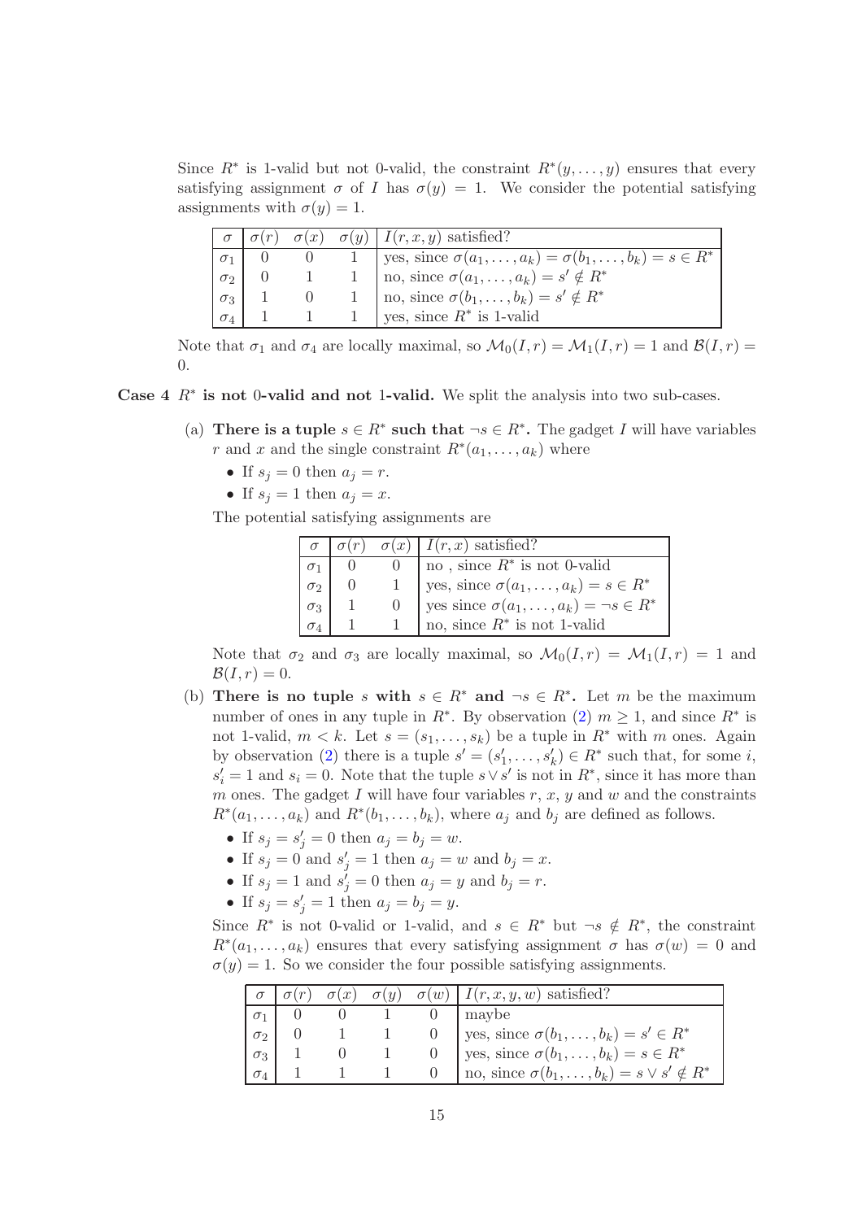Since $R^*$ is 1-valid but not 0-valid, the constraint $R^*(y, \dots, y)$ ensures that every satisfying assignment $\sigma$ of $I$ has $\sigma(y) = 1$. We consider the potential satisfying assignments with $\sigma(y) = 1$.

| $\sigma$ | $\sigma(r)$ | $\sigma(x)$ | $\sigma(y)$ | $I(r, x, y)$ satisfied? |
|---|---|---|---|---|
| $\sigma_1$ | 0 | 0 | 1 | yes, since $\sigma(a_1, \dots, a_k) = \sigma(b_1, \dots, b_k) = s \in R^*$ |
| $\sigma_2$ | 0 | 1 | 1 | no, since $\sigma(a_1, \dots, a_k) = s' \notin R^*$ |
| $\sigma_3$ | 1 | 0 | 1 | no, since $\sigma(b_1, \dots, b_k) = s' \notin R^*$ |
| $\sigma_4$ | 1 | 1 | 1 | yes, since $R^*$ is 1-valid |

Note that $\sigma_1$ and $\sigma_4$ are locally maximal, so $\mathcal{M}_0(I, r) = \mathcal{M}_1(I, r) = 1$ and $\mathcal{B}(I, r) = 0$.

**Case 4** **$R^*$ is not 0-valid and not 1-valid.** We split the analysis into two sub-cases.

(a) **There is a tuple $s \in R^*$ such that $\neg s \in R^*$.** The gadget $I$ will have variables $r$ and $x$ and the single constraint $R^*(a_1, \dots, a_k)$ where

- If $s_j = 0$ then $a_j = r$.
- If $s_j = 1$ then $a_j = x$.

The potential satisfying assignments are

| $\sigma$ | $\sigma(r)$ | $\sigma(x)$ | $I(r, x)$ satisfied? |
|---|---|---|---|
| $\sigma_1$ | 0 | 0 | no , since $R^*$ is not 0-valid |
| $\sigma_2$ | 0 | 1 | yes, since $\sigma(a_1, \dots, a_k) = s \in R^*$ |
| $\sigma_3$ | 1 | 0 | yes since $\sigma(a_1, \dots, a_k) = \neg s \in R^*$ |
| $\sigma_4$ | 1 | 1 | no, since $R^*$ is not 1-valid |

Note that $\sigma_2$ and $\sigma_3$ are locally maximal, so $\mathcal{M}_0(I, r) = \mathcal{M}_1(I, r) = 1$ and $\mathcal{B}(I, r) = 0$.

(b) **There is no tuple $s$ with $s \in R^*$ and $\neg s \in R^*$.** Let $m$ be the maximum number of ones in any tuple in $R^*$. By observation (2) $m \geq 1$, and since $R^*$ is not 1-valid, $m < k$. Let $s = (s_1, \dots, s_k)$ be a tuple in $R^*$ with $m$ ones. Again by observation (2) there is a tuple $s' = (s'_1, \dots, s'_k) \in R^*$ such that, for some $i$, $s'_i = 1$ and $s_i = 0$. Note that the tuple $s \vee s'$ is not in $R^*$, since it has more than $m$ ones. The gadget $I$ will have four variables $r$, $x$, $y$ and $w$ and the constraints $R^*(a_1, \dots, a_k)$ and $R^*(b_1, \dots, b_k)$, where $a_j$ and $b_j$ are defined as follows.

- If $s_j = s'_j = 0$ then $a_j = b_j = w$.
- If $s_j = 0$ and $s'_j = 1$ then $a_j = w$ and $b_j = x$.
- If $s_j = 1$ and $s'_j = 0$ then $a_j = y$ and $b_j = r$.
- If $s_j = s'_j = 1$ then $a_j = b_j = y$.

Since $R^*$ is not 0-valid or 1-valid, and $s \in R^*$ but $\neg s \notin R^*$, the constraint $R^*(a_1, \dots, a_k)$ ensures that every satisfying assignment $\sigma$ has $\sigma(w) = 0$ and $\sigma(y) = 1$. So we consider the four possible satisfying assignments.

| $\sigma$ | $\sigma(r)$ | $\sigma(x)$ | $\sigma(y)$ | $\sigma(w)$ | $I(r, x, y, w)$ satisfied? |
|---|---|---|---|---|---|
| $\sigma_1$ | 0 | 0 | 1 | 0 | maybe |
| $\sigma_2$ | 0 | 1 | 1 | 0 | yes, since $\sigma(b_1, \dots, b_k) = s' \in R^*$ |
| $\sigma_3$ | 1 | 0 | 1 | 0 | yes, since $\sigma(b_1, \dots, b_k) = s \in R^*$ |
| $\sigma_4$ | 1 | 1 | 1 | 0 | no, since $\sigma(b_1, \dots, b_k) = s \vee s' \notin R^*$ |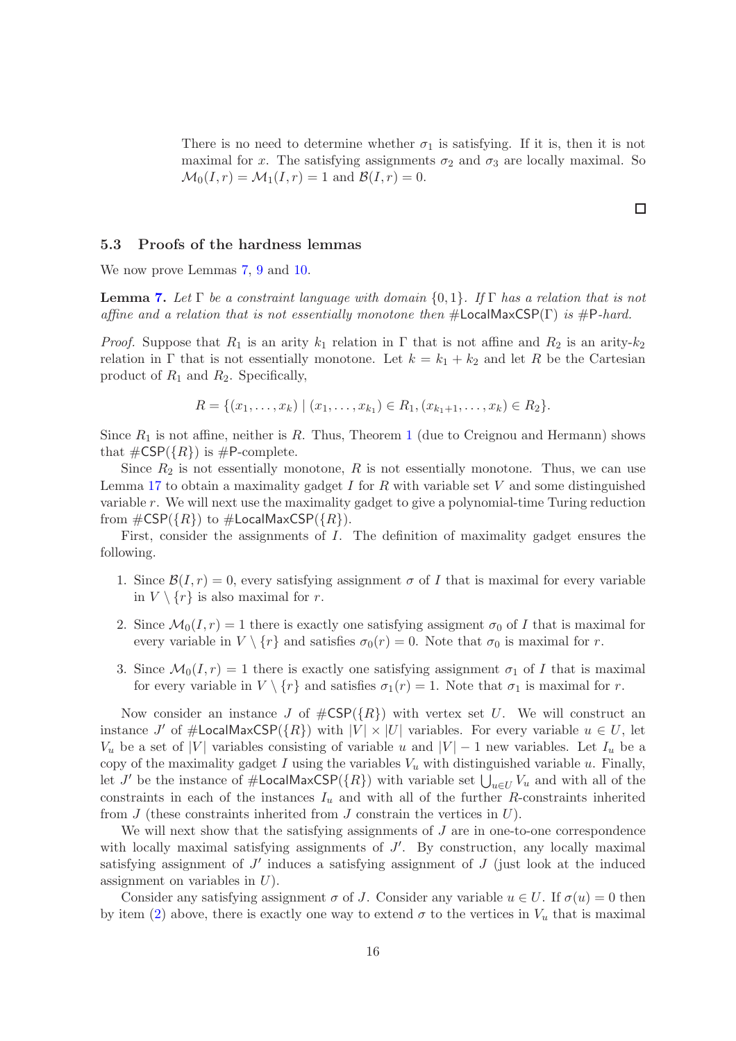There is no need to determine whether $\sigma_1$ is satisfying. If it is, then it is not maximal for $x$. The satisfying assignments $\sigma_2$ and $\sigma_3$ are locally maximal. So $\mathcal{M}_0(I,r) = \mathcal{M}_1(I,r) = 1$ and $\mathcal{B}(I,r) = 0$.

□

### 5.3 Proofs of the hardness lemmas

We now prove Lemmas 7, 9 and 10.

**Lemma 7.** *Let $\Gamma$ be a constraint language with domain $\{0,1\}$. If $\Gamma$ has a relation that is not affine and a relation that is not essentially monotone then $\#\mathsf{LocalMaxCSP}(\Gamma)$ is $\#\mathsf{P}$-hard.*

*Proof.* Suppose that $R_1$ is an arity $k_1$ relation in $\Gamma$ that is not affine and $R_2$ is an arity-$k_2$ relation in $\Gamma$ that is not essentially monotone. Let $k = k_1 + k_2$ and let $R$ be the Cartesian product of $R_1$ and $R_2$. Specifically,

$$R = \{(x_1, \ldots, x_k) \mid (x_1, \ldots, x_{k_1}) \in R_1, (x_{k_1+1}, \ldots, x_k) \in R_2\}.$$

Since $R_1$ is not affine, neither is $R$. Thus, Theorem 1 (due to Creignou and Hermann) shows that $\#\mathsf{CSP}(\{R\})$ is $\#\mathsf{P}$-complete.

Since $R_2$ is not essentially monotone, $R$ is not essentially monotone. Thus, we can use Lemma 17 to obtain a maximality gadget $I$ for $R$ with variable set $V$ and some distinguished variable $r$. We will next use the maximality gadget to give a polynomial-time Turing reduction from $\#\mathsf{CSP}(\{R\})$ to $\#\mathsf{LocalMaxCSP}(\{R\})$.

First, consider the assignments of $I$. The definition of maximality gadget ensures the following.

1. Since $\mathcal{B}(I,r) = 0$, every satisfying assignment $\sigma$ of $I$ that is maximal for every variable in $V \setminus \{r\}$ is also maximal for $r$.
2. Since $\mathcal{M}_0(I,r) = 1$ there is exactly one satisfying assigment $\sigma_0$ of $I$ that is maximal for every variable in $V \setminus \{r\}$ and satisfies $\sigma_0(r) = 0$. Note that $\sigma_0$ is maximal for $r$.
3. Since $\mathcal{M}_0(I,r) = 1$ there is exactly one satisfying assignment $\sigma_1$ of $I$ that is maximal for every variable in $V \setminus \{r\}$ and satisfies $\sigma_1(r) = 1$. Note that $\sigma_1$ is maximal for $r$.

Now consider an instance $J$ of $\#\mathsf{CSP}(\{R\})$ with vertex set $U$. We will construct an instance $J'$ of $\#\mathsf{LocalMaxCSP}(\{R\})$ with $|V| \times |U|$ variables. For every variable $u \in U$, let $V_u$ be a set of $|V|$ variables consisting of variable $u$ and $|V| - 1$ new variables. Let $I_u$ be a copy of the maximality gadget $I$ using the variables $V_u$ with distinguished variable $u$. Finally, let $J'$ be the instance of $\#\mathsf{LocalMaxCSP}(\{R\})$ with variable set $\bigcup_{u \in U} V_u$ and with all of the constraints in each of the instances $I_u$ and with all of the further $R$-constraints inherited from $J$ (these constraints inherited from $J$ constrain the vertices in $U$).

We will next show that the satisfying assignments of $J$ are in one-to-one correspondence with locally maximal satisfying assignments of $J'$. By construction, any locally maximal satisfying assignment of $J'$ induces a satisfying assignment of $J$ (just look at the induced assignment on variables in $U$).

Consider any satisfying assignment $\sigma$ of $J$. Consider any variable $u \in U$. If $\sigma(u) = 0$ then by item (2) above, there is exactly one way to extend $\sigma$ to the vertices in $V_u$ that is maximal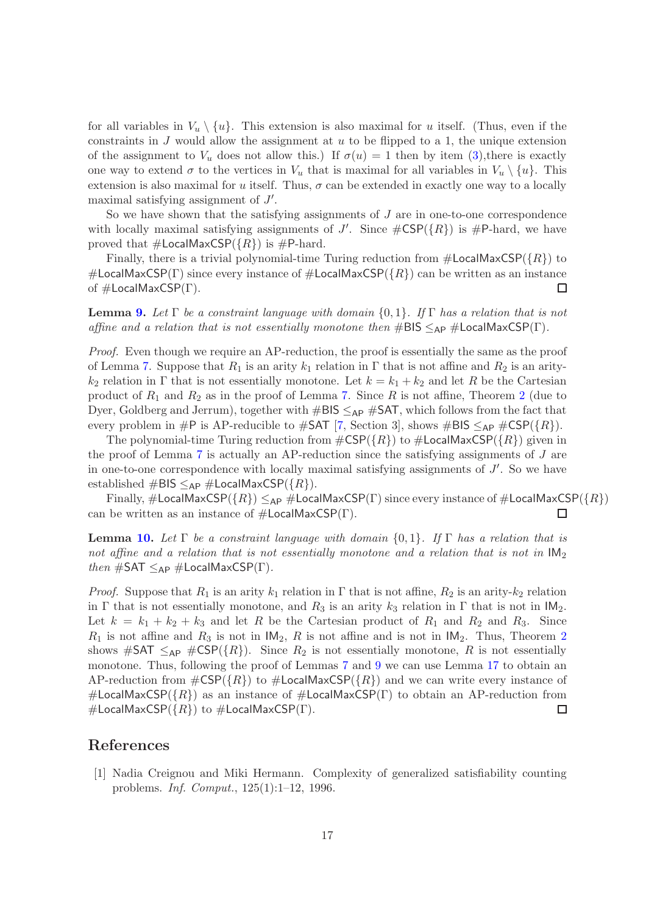for all variables in $V_u \setminus \{u\}$. This extension is also maximal for $u$ itself. (Thus, even if the constraints in $J$ would allow the assignment at $u$ to be flipped to a 1, the unique extension of the assignment to $V_u$ does not allow this.) If $\sigma(u) = 1$ then by item (3),there is exactly one way to extend $\sigma$ to the vertices in $V_u$ that is maximal for all variables in $V_u \setminus \{u\}$. This extension is also maximal for $u$ itself. Thus, $\sigma$ can be extended in exactly one way to a locally maximal satisfying assignment of $J'$.

So we have shown that the satisfying assignments of $J$ are in one-to-one correspondence with locally maximal satisfying assignments of $J'$. Since $\#\mathsf{CSP}(\{R\})$ is #P-hard, we have proved that $\#\mathsf{LocalMaxCSP}(\{R\})$ is #P-hard.

Finally, there is a trivial polynomial-time Turing reduction from $\#\mathsf{LocalMaxCSP}(\{R\})$ to $\#\mathsf{LocalMaxCSP}(\Gamma)$ since every instance of $\#\mathsf{LocalMaxCSP}(\{R\})$ can be written as an instance of $\#\mathsf{LocalMaxCSP}(\Gamma)$. ◻

**Lemma 9.** *Let $\Gamma$ be a constraint language with domain $\{0,1\}$. If $\Gamma$ has a relation that is not affine and a relation that is not essentially monotone then $\#\mathsf{BIS} \leq_{\mathsf{AP}} \#\mathsf{LocalMaxCSP}(\Gamma)$.*

*Proof.* Even though we require an AP-reduction, the proof is essentially the same as the proof of Lemma 7. Suppose that $R_1$ is an arity $k_1$ relation in $\Gamma$ that is not affine and $R_2$ is an arity-$k_2$ relation in $\Gamma$ that is not essentially monotone. Let $k = k_1 + k_2$ and let $R$ be the Cartesian product of $R_1$ and $R_2$ as in the proof of Lemma 7. Since $R$ is not affine, Theorem 2 (due to Dyer, Goldberg and Jerrum), together with $\#\mathsf{BIS} \leq_{\mathsf{AP}} \#\mathsf{SAT}$, which follows from the fact that every problem in #P is AP-reducible to #SAT [7, Section 3], shows $\#\mathsf{BIS} \leq_{\mathsf{AP}} \#\mathsf{CSP}(\{R\})$.

The polynomial-time Turing reduction from $\#\mathsf{CSP}(\{R\})$ to $\#\mathsf{LocalMaxCSP}(\{R\})$ given in the proof of Lemma 7 is actually an AP-reduction since the satisfying assignments of $J$ are in one-to-one correspondence with locally maximal satisfying assignments of $J'$. So we have established $\#\mathsf{BIS} \leq_{\mathsf{AP}} \#\mathsf{LocalMaxCSP}(\{R\})$.

Finally, $\#\mathsf{LocalMaxCSP}(\{R\}) \leq_{\mathsf{AP}} \#\mathsf{LocalMaxCSP}(\Gamma)$ since every instance of $\#\mathsf{LocalMaxCSP}(\{R\})$ can be written as an instance of $\#\mathsf{LocalMaxCSP}(\Gamma)$. ◻

**Lemma 10.** *Let $\Gamma$ be a constraint language with domain $\{0,1\}$. If $\Gamma$ has a relation that is not affine and a relation that is not essentially monotone and a relation that is not in $\mathsf{IM}_2$ then $\#\mathsf{SAT} \leq_{\mathsf{AP}} \#\mathsf{LocalMaxCSP}(\Gamma)$.*

*Proof.* Suppose that $R_1$ is an arity $k_1$ relation in $\Gamma$ that is not affine, $R_2$ is an arity-$k_2$ relation in $\Gamma$ that is not essentially monotone, and $R_3$ is an arity $k_3$ relation in $\Gamma$ that is not in $\mathsf{IM}_2$. Let $k = k_1 + k_2 + k_3$ and let $R$ be the Cartesian product of $R_1$ and $R_2$ and $R_3$. Since $R_1$ is not affine and $R_3$ is not in $\mathsf{IM}_2$, $R$ is not affine and is not in $\mathsf{IM}_2$. Thus, Theorem 2 shows $\#\mathsf{SAT} \leq_{\mathsf{AP}} \#\mathsf{CSP}(\{R\})$. Since $R_2$ is not essentially monotone, $R$ is not essentially monotone. Thus, following the proof of Lemmas 7 and 9 we can use Lemma 17 to obtain an AP-reduction from $\#\mathsf{CSP}(\{R\})$ to $\#\mathsf{LocalMaxCSP}(\{R\})$ and we can write every instance of $\#\mathsf{LocalMaxCSP}(\{R\})$ as an instance of $\#\mathsf{LocalMaxCSP}(\Gamma)$ to obtain an AP-reduction from $\#\mathsf{LocalMaxCSP}(\{R\})$ to $\#\mathsf{LocalMaxCSP}(\Gamma)$. ◻

## References

[1] Nadia Creignou and Miki Hermann. Complexity of generalized satisfiability counting problems. *Inf. Comput.*, 125(1):1–12, 1996.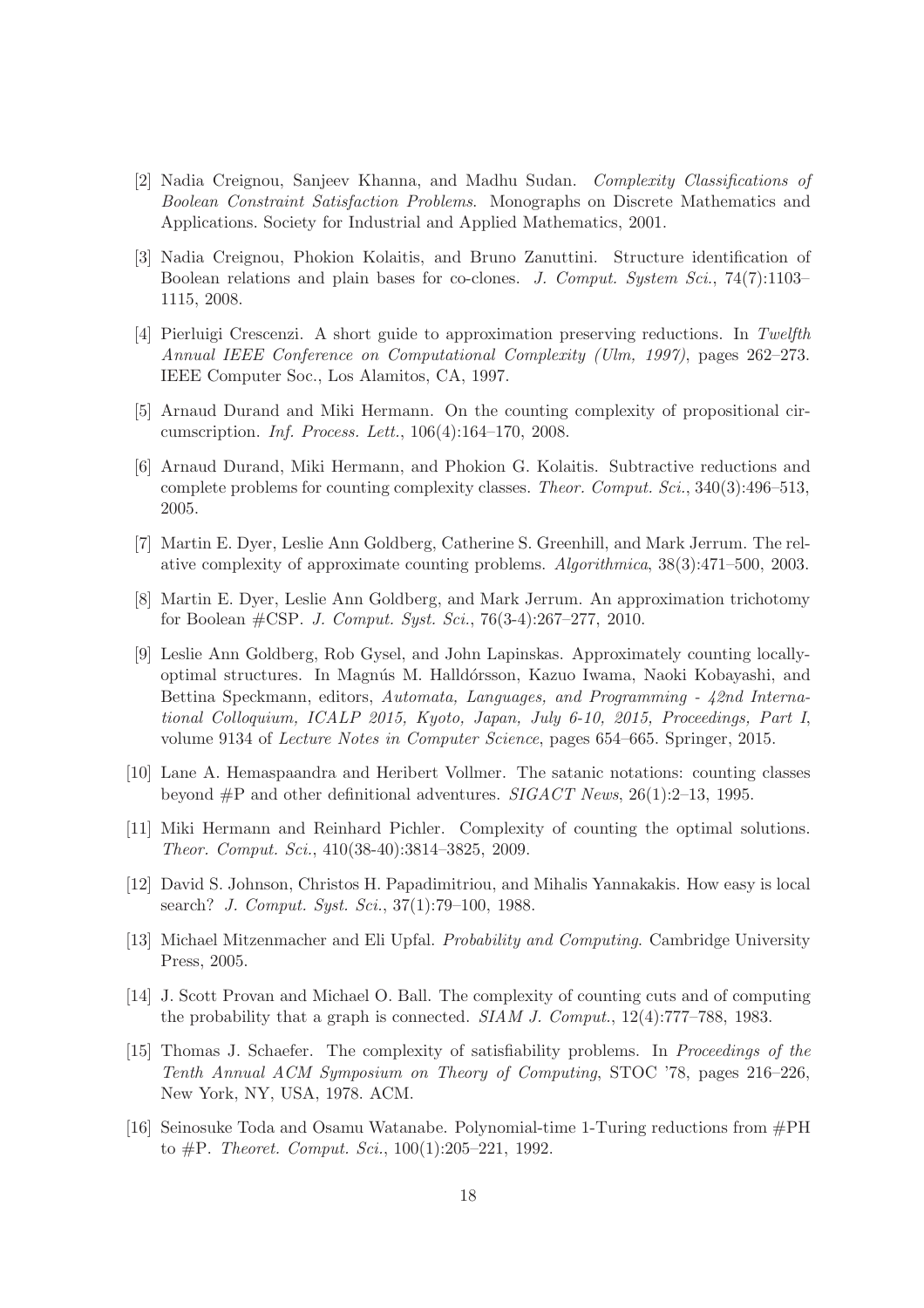[2] Nadia Creignou, Sanjeev Khanna, and Madhu Sudan. *Complexity Classifications of Boolean Constraint Satisfaction Problems*. Monographs on Discrete Mathematics and Applications. Society for Industrial and Applied Mathematics, 2001.

[3] Nadia Creignou, Phokion Kolaitis, and Bruno Zanuttini. Structure identification of Boolean relations and plain bases for co-clones. *J. Comput. System Sci.*, 74(7):1103–1115, 2008.

[4] Pierluigi Crescenzi. A short guide to approximation preserving reductions. In *Twelfth Annual IEEE Conference on Computational Complexity (Ulm, 1997)*, pages 262–273. IEEE Computer Soc., Los Alamitos, CA, 1997.

[5] Arnaud Durand and Miki Hermann. On the counting complexity of propositional circumscription. *Inf. Process. Lett.*, 106(4):164–170, 2008.

[6] Arnaud Durand, Miki Hermann, and Phokion G. Kolaitis. Subtractive reductions and complete problems for counting complexity classes. *Theor. Comput. Sci.*, 340(3):496–513, 2005.

[7] Martin E. Dyer, Leslie Ann Goldberg, Catherine S. Greenhill, and Mark Jerrum. The relative complexity of approximate counting problems. *Algorithmica*, 38(3):471–500, 2003.

[8] Martin E. Dyer, Leslie Ann Goldberg, and Mark Jerrum. An approximation trichotomy for Boolean #CSP. *J. Comput. Syst. Sci.*, 76(3-4):267–277, 2010.

[9] Leslie Ann Goldberg, Rob Gysel, and John Lapinskas. Approximately counting locally-optimal structures. In Magnús M. Halldórsson, Kazuo Iwama, Naoki Kobayashi, and Bettina Speckmann, editors, *Automata, Languages, and Programming - 42nd International Colloquium, ICALP 2015, Kyoto, Japan, July 6-10, 2015, Proceedings, Part I*, volume 9134 of *Lecture Notes in Computer Science*, pages 654–665. Springer, 2015.

[10] Lane A. Hemaspaandra and Heribert Vollmer. The satanic notations: counting classes beyond #P and other definitional adventures. *SIGACT News*, 26(1):2–13, 1995.

[11] Miki Hermann and Reinhard Pichler. Complexity of counting the optimal solutions. *Theor. Comput. Sci.*, 410(38-40):3814–3825, 2009.

[12] David S. Johnson, Christos H. Papadimitriou, and Mihalis Yannakakis. How easy is local search? *J. Comput. Syst. Sci.*, 37(1):79–100, 1988.

[13] Michael Mitzenmacher and Eli Upfal. *Probability and Computing*. Cambridge University Press, 2005.

[14] J. Scott Provan and Michael O. Ball. The complexity of counting cuts and of computing the probability that a graph is connected. *SIAM J. Comput.*, 12(4):777–788, 1983.

[15] Thomas J. Schaefer. The complexity of satisfiability problems. In *Proceedings of the Tenth Annual ACM Symposium on Theory of Computing*, STOC '78, pages 216–226, New York, NY, USA, 1978. ACM.

[16] Seinosuke Toda and Osamu Watanabe. Polynomial-time 1-Turing reductions from #PH to #P. *Theoret. Comput. Sci.*, 100(1):205–221, 1992.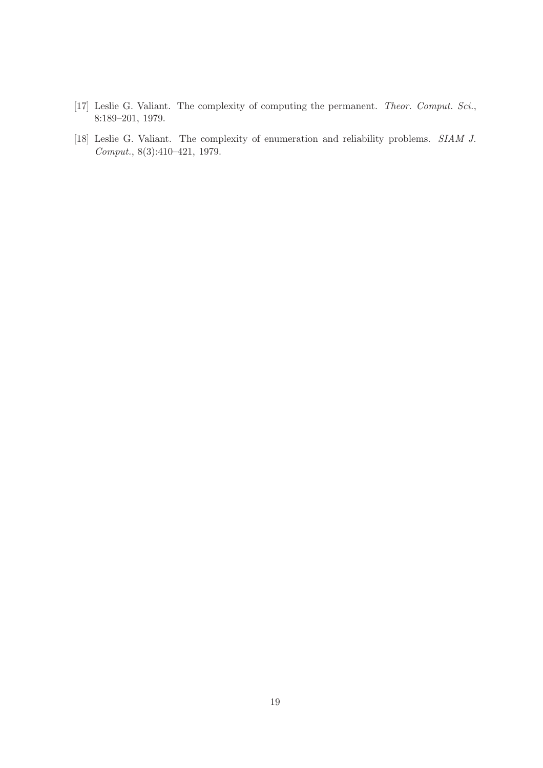[17] Leslie G. Valiant. The complexity of computing the permanent. *Theor. Comput. Sci.*, 8:189–201, 1979.

[18] Leslie G. Valiant. The complexity of enumeration and reliability problems. *SIAM J. Comput.*, 8(3):410–421, 1979.